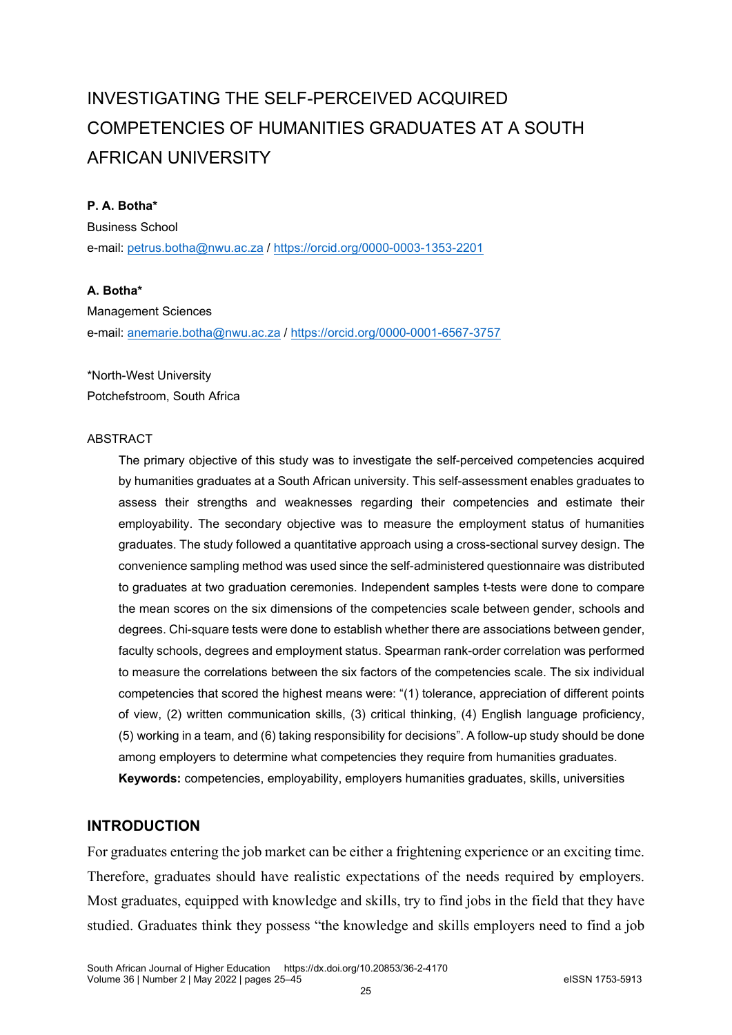# INVESTIGATING THE SELF-PERCEIVED ACQUIRED COMPETENCIES OF HUMANITIES GRADUATES AT A SOUTH AFRICAN UNIVERSITY

**P. A. Botha***

Business School

e-mail: petrus.botha@nwu.ac.za / https://orcid.org/0000-0003-1353-2201

**A. Botha***

Management Sciences

e-mail: anemarie.botha@nwu.ac.za / https://orcid.org/0000-0001-6567-3757

*North-West University

Potchefstroom, South Africa

ABSTRACT

The primary objective of this study was to investigate the self-perceived competencies acquired by humanities graduates at a South African university. This self-assessment enables graduates to assess their strengths and weaknesses regarding their competencies and estimate their employability. The secondary objective was to measure the employment status of humanities graduates. The study followed a quantitative approach using a cross-sectional survey design. The convenience sampling method was used since the self-administered questionnaire was distributed to graduates at two graduation ceremonies. Independent samples t-tests were done to compare the mean scores on the six dimensions of the competencies scale between gender, schools and degrees. Chi-square tests were done to establish whether there are associations between gender, faculty schools, degrees and employment status. Spearman rank-order correlation was performed to measure the correlations between the six factors of the competencies scale. The six individual competencies that scored the highest means were: "(1) tolerance, appreciation of different points of view, (2) written communication skills, (3) critical thinking, (4) English language proficiency, (5) working in a team, and (6) taking responsibility for decisions". A follow-up study should be done among employers to determine what competencies they require from humanities graduates.

**Keywords:** competencies, employability, employers humanities graduates, skills, universities

## INTRODUCTION

For graduates entering the job market can be either a frightening experience or an exciting time. Therefore, graduates should have realistic expectations of the needs required by employers. Most graduates, equipped with knowledge and skills, try to find jobs in the field that they have studied. Graduates think they possess "the knowledge and skills employers need to find a job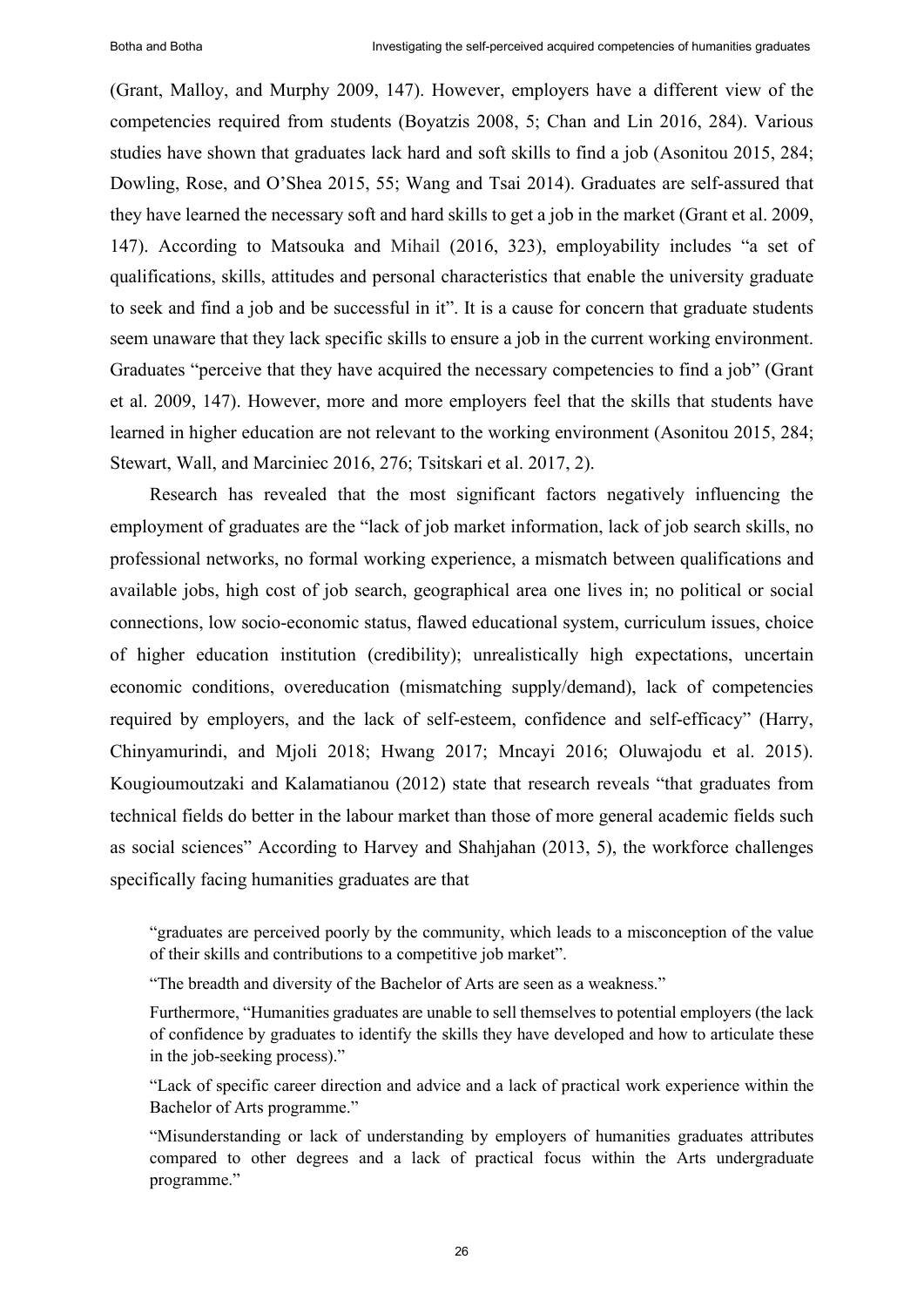(Grant, Malloy, and Murphy 2009, 147). However, employers have a different view of the competencies required from students (Boyatzis 2008, 5; Chan and Lin 2016, 284). Various studies have shown that graduates lack hard and soft skills to find a job (Asonitou 2015, 284; Dowling, Rose, and O'Shea 2015, 55; Wang and Tsai 2014). Graduates are self-assured that they have learned the necessary soft and hard skills to get a job in the market (Grant et al. 2009, 147). According to Matsouka and Mihail (2016, 323), employability includes "a set of qualifications, skills, attitudes and personal characteristics that enable the university graduate to seek and find a job and be successful in it". It is a cause for concern that graduate students seem unaware that they lack specific skills to ensure a job in the current working environment. Graduates "perceive that they have acquired the necessary competencies to find a job" (Grant et al. 2009, 147). However, more and more employers feel that the skills that students have learned in higher education are not relevant to the working environment (Asonitou 2015, 284; Stewart, Wall, and Marciniec 2016, 276; Tsitskari et al. 2017, 2).

Research has revealed that the most significant factors negatively influencing the employment of graduates are the "lack of job market information, lack of job search skills, no professional networks, no formal working experience, a mismatch between qualifications and available jobs, high cost of job search, geographical area one lives in; no political or social connections, low socio-economic status, flawed educational system, curriculum issues, choice of higher education institution (credibility); unrealistically high expectations, uncertain economic conditions, overeducation (mismatching supply/demand), lack of competencies required by employers, and the lack of self-esteem, confidence and self-efficacy" (Harry, Chinyamurindi, and Mjoli 2018; Hwang 2017; Mncayi 2016; Oluwajodu et al. 2015). Kougioumoutzaki and Kalamatianou (2012) state that research reveals "that graduates from technical fields do better in the labour market than those of more general academic fields such as social sciences" According to Harvey and Shahjahan (2013, 5), the workforce challenges specifically facing humanities graduates are that

> "graduates are perceived poorly by the community, which leads to a misconception of the value of their skills and contributions to a competitive job market".
>
> "The breadth and diversity of the Bachelor of Arts are seen as a weakness."
>
> Furthermore, "Humanities graduates are unable to sell themselves to potential employers (the lack of confidence by graduates to identify the skills they have developed and how to articulate these in the job-seeking process)."
>
> "Lack of specific career direction and advice and a lack of practical work experience within the Bachelor of Arts programme."
>
> "Misunderstanding or lack of understanding by employers of humanities graduates attributes compared to other degrees and a lack of practical focus within the Arts undergraduate programme."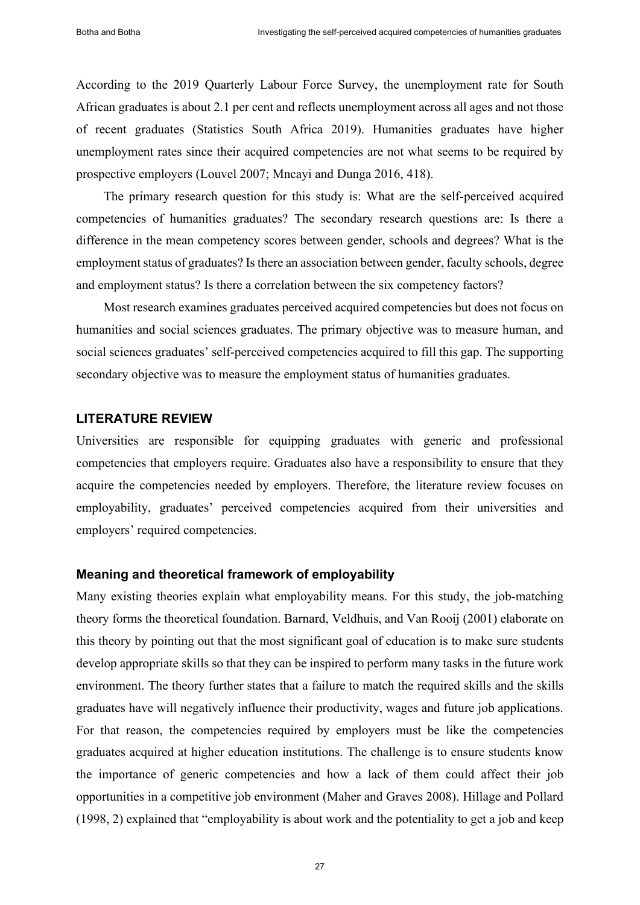According to the 2019 Quarterly Labour Force Survey, the unemployment rate for South African graduates is about 2.1 per cent and reflects unemployment across all ages and not those of recent graduates (Statistics South Africa 2019). Humanities graduates have higher unemployment rates since their acquired competencies are not what seems to be required by prospective employers (Louvel 2007; Mncayi and Dunga 2016, 418).

The primary research question for this study is: What are the self-perceived acquired competencies of humanities graduates? The secondary research questions are: Is there a difference in the mean competency scores between gender, schools and degrees? What is the employment status of graduates? Is there an association between gender, faculty schools, degree and employment status? Is there a correlation between the six competency factors?

Most research examines graduates perceived acquired competencies but does not focus on humanities and social sciences graduates. The primary objective was to measure human, and social sciences graduates' self-perceived competencies acquired to fill this gap. The supporting secondary objective was to measure the employment status of humanities graduates.

## LITERATURE REVIEW

Universities are responsible for equipping graduates with generic and professional competencies that employers require. Graduates also have a responsibility to ensure that they acquire the competencies needed by employers. Therefore, the literature review focuses on employability, graduates' perceived competencies acquired from their universities and employers' required competencies.

### Meaning and theoretical framework of employability

Many existing theories explain what employability means. For this study, the job-matching theory forms the theoretical foundation. Barnard, Veldhuis, and Van Rooij (2001) elaborate on this theory by pointing out that the most significant goal of education is to make sure students develop appropriate skills so that they can be inspired to perform many tasks in the future work environment. The theory further states that a failure to match the required skills and the skills graduates have will negatively influence their productivity, wages and future job applications. For that reason, the competencies required by employers must be like the competencies graduates acquired at higher education institutions. The challenge is to ensure students know the importance of generic competencies and how a lack of them could affect their job opportunities in a competitive job environment (Maher and Graves 2008). Hillage and Pollard (1998, 2) explained that "employability is about work and the potentiality to get a job and keep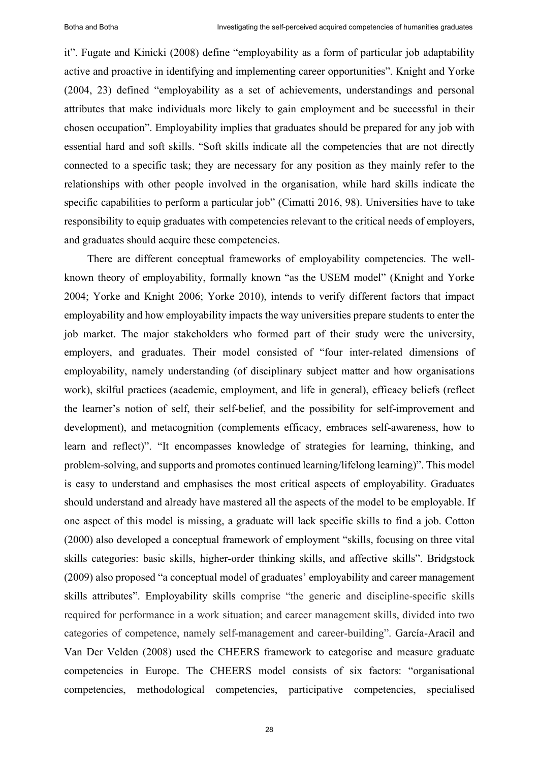it". Fugate and Kinicki (2008) define "employability as a form of particular job adaptability active and proactive in identifying and implementing career opportunities". Knight and Yorke (2004, 23) defined "employability as a set of achievements, understandings and personal attributes that make individuals more likely to gain employment and be successful in their chosen occupation". Employability implies that graduates should be prepared for any job with essential hard and soft skills. "Soft skills indicate all the competencies that are not directly connected to a specific task; they are necessary for any position as they mainly refer to the relationships with other people involved in the organisation, while hard skills indicate the specific capabilities to perform a particular job" (Cimatti 2016, 98). Universities have to take responsibility to equip graduates with competencies relevant to the critical needs of employers, and graduates should acquire these competencies.

There are different conceptual frameworks of employability competencies. The well-known theory of employability, formally known "as the USEM model" (Knight and Yorke 2004; Yorke and Knight 2006; Yorke 2010), intends to verify different factors that impact employability and how employability impacts the way universities prepare students to enter the job market. The major stakeholders who formed part of their study were the university, employers, and graduates. Their model consisted of "four inter-related dimensions of employability, namely understanding (of disciplinary subject matter and how organisations work), skilful practices (academic, employment, and life in general), efficacy beliefs (reflect the learner's notion of self, their self-belief, and the possibility for self-improvement and development), and metacognition (complements efficacy, embraces self-awareness, how to learn and reflect)". "It encompasses knowledge of strategies for learning, thinking, and problem-solving, and supports and promotes continued learning/lifelong learning)". This model is easy to understand and emphasises the most critical aspects of employability. Graduates should understand and already have mastered all the aspects of the model to be employable. If one aspect of this model is missing, a graduate will lack specific skills to find a job. Cotton (2000) also developed a conceptual framework of employment "skills, focusing on three vital skills categories: basic skills, higher-order thinking skills, and affective skills". Bridgstock (2009) also proposed "a conceptual model of graduates' employability and career management skills attributes". Employability skills comprise "the generic and discipline-specific skills required for performance in a work situation; and career management skills, divided into two categories of competence, namely self-management and career-building". García-Aracil and Van Der Velden (2008) used the CHEERS framework to categorise and measure graduate competencies in Europe. The CHEERS model consists of six factors: "organisational competencies, methodological competencies, participative competencies, specialised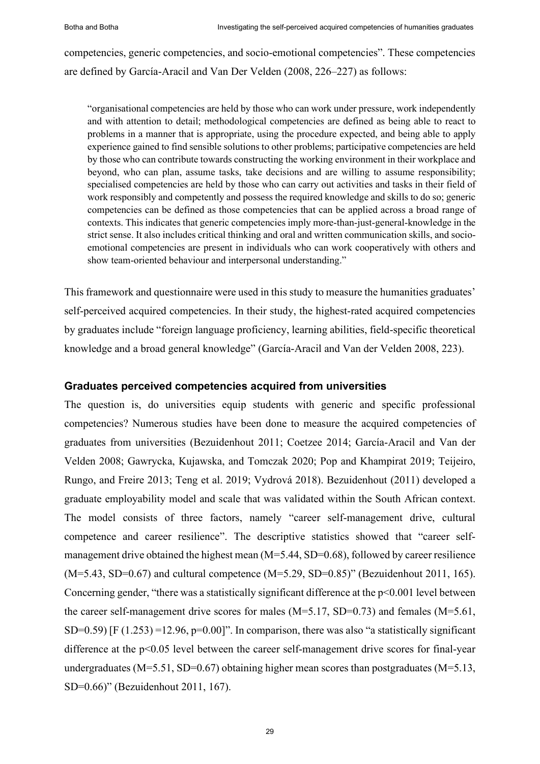competencies, generic competencies, and socio-emotional competencies". These competencies are defined by García-Aracil and Van Der Velden (2008, 226–227) as follows:

> "organisational competencies are held by those who can work under pressure, work independently and with attention to detail; methodological competencies are defined as being able to react to problems in a manner that is appropriate, using the procedure expected, and being able to apply experience gained to find sensible solutions to other problems; participative competencies are held by those who can contribute towards constructing the working environment in their workplace and beyond, who can plan, assume tasks, take decisions and are willing to assume responsibility; specialised competencies are held by those who can carry out activities and tasks in their field of work responsibly and competently and possess the required knowledge and skills to do so; generic competencies can be defined as those competencies that can be applied across a broad range of contexts. This indicates that generic competencies imply more-than-just-general-knowledge in the strict sense. It also includes critical thinking and oral and written communication skills, and socio-emotional competencies are present in individuals who can work cooperatively with others and show team-oriented behaviour and interpersonal understanding."

This framework and questionnaire were used in this study to measure the humanities graduates' self-perceived acquired competencies. In their study, the highest-rated acquired competencies by graduates include "foreign language proficiency, learning abilities, field-specific theoretical knowledge and a broad general knowledge" (García-Aracil and Van der Velden 2008, 223).

### Graduates perceived competencies acquired from universities

The question is, do universities equip students with generic and specific professional competencies? Numerous studies have been done to measure the acquired competencies of graduates from universities (Bezuidenhout 2011; Coetzee 2014; García-Aracil and Van der Velden 2008; Gawrycka, Kujawska, and Tomczak 2020; Pop and Khampirat 2019; Teijeiro, Rungo, and Freire 2013; Teng et al. 2019; Vydrová 2018). Bezuidenhout (2011) developed a graduate employability model and scale that was validated within the South African context. The model consists of three factors, namely "career self-management drive, cultural competence and career resilience". The descriptive statistics showed that "career self-management drive obtained the highest mean ($M=5.44$, $SD=0.68$), followed by career resilience ($M=5.43$, $SD=0.67$) and cultural competence ($M=5.29$, $SD=0.85$)" (Bezuidenhout 2011, 165). Concerning gender, "there was a statistically significant difference at the $p<0.001$ level between the career self-management drive scores for males ($M=5.17$, $SD=0.73$) and females ($M=5.61$, $SD=0.59$) [$F(1.253)=12.96$, $p=0.00$]". In comparison, there was also "a statistically significant difference at the $p<0.05$ level between the career self-management drive scores for final-year undergraduates ($M=5.51$, $SD=0.67$) obtaining higher mean scores than postgraduates ($M=5.13$, $SD=0.66$)" (Bezuidenhout 2011, 167).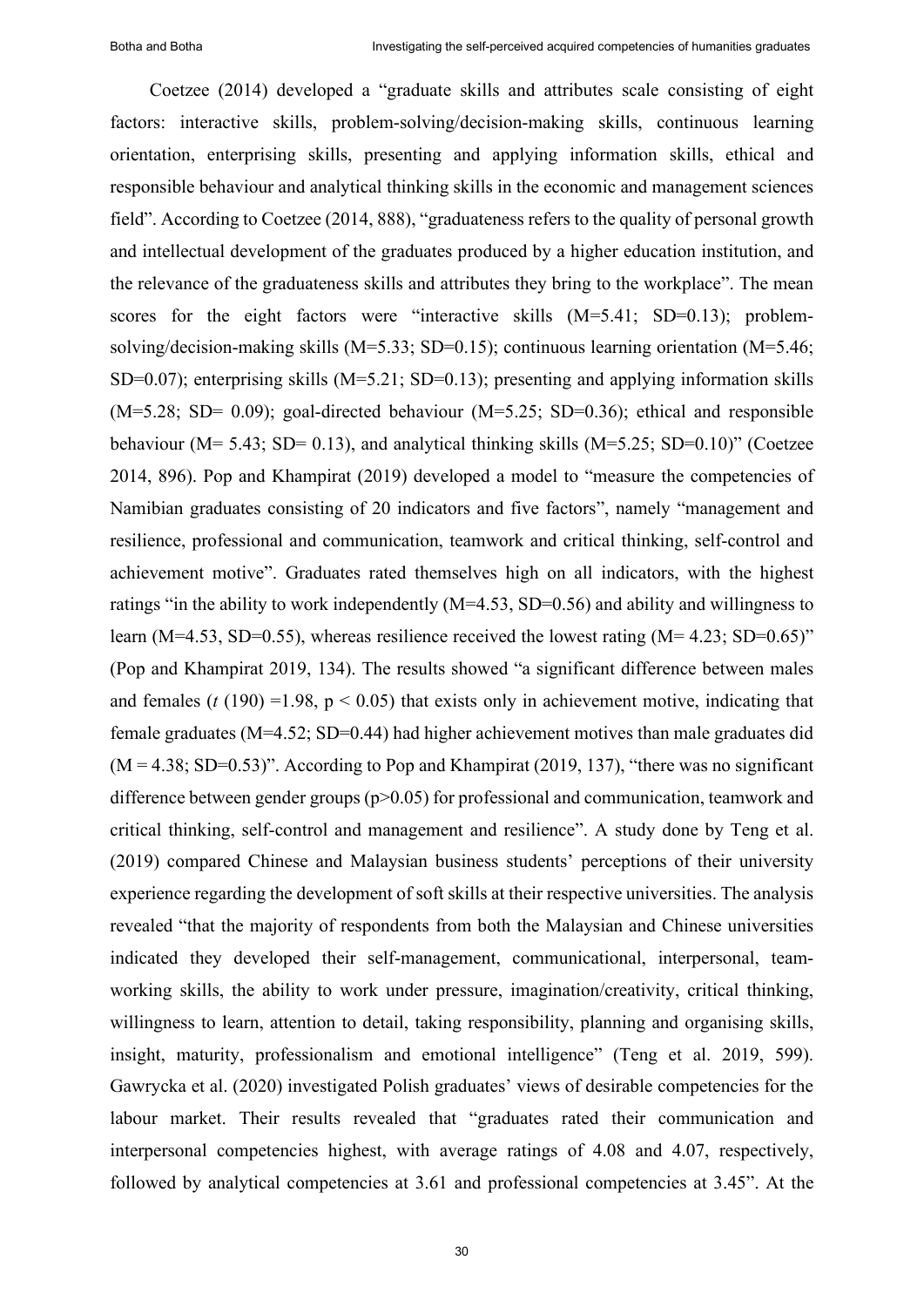Coetzee (2014) developed a "graduate skills and attributes scale consisting of eight factors: interactive skills, problem-solving/decision-making skills, continuous learning orientation, enterprising skills, presenting and applying information skills, ethical and responsible behaviour and analytical thinking skills in the economic and management sciences field". According to Coetzee (2014, 888), "graduateness refers to the quality of personal growth and intellectual development of the graduates produced by a higher education institution, and the relevance of the graduateness skills and attributes they bring to the workplace". The mean scores for the eight factors were "interactive skills (M=5.41; SD=0.13); problem-solving/decision-making skills (M=5.33; SD=0.15); continuous learning orientation (M=5.46; SD=0.07); enterprising skills (M=5.21; SD=0.13); presenting and applying information skills (M=5.28; SD= 0.09); goal-directed behaviour (M=5.25; SD=0.36); ethical and responsible behaviour (M= 5.43; SD= 0.13), and analytical thinking skills (M=5.25; SD=0.10)" (Coetzee 2014, 896). Pop and Khampirat (2019) developed a model to "measure the competencies of Namibian graduates consisting of 20 indicators and five factors", namely "management and resilience, professional and communication, teamwork and critical thinking, self-control and achievement motive". Graduates rated themselves high on all indicators, with the highest ratings "in the ability to work independently (M=4.53, SD=0.56) and ability and willingness to learn (M=4.53, SD=0.55), whereas resilience received the lowest rating (M= 4.23; SD=0.65)" (Pop and Khampirat 2019, 134). The results showed "a significant difference between males and females ($t$ (190) =1.98, $p < 0.05$) that exists only in achievement motive, indicating that female graduates (M=4.52; SD=0.44) had higher achievement motives than male graduates did (M = 4.38; SD=0.53)". According to Pop and Khampirat (2019, 137), "there was no significant difference between gender groups ($p>0.05$) for professional and communication, teamwork and critical thinking, self-control and management and resilience". A study done by Teng et al. (2019) compared Chinese and Malaysian business students' perceptions of their university experience regarding the development of soft skills at their respective universities. The analysis revealed "that the majority of respondents from both the Malaysian and Chinese universities indicated they developed their self-management, communicational, interpersonal, team-working skills, the ability to work under pressure, imagination/creativity, critical thinking, willingness to learn, attention to detail, taking responsibility, planning and organising skills, insight, maturity, professionalism and emotional intelligence" (Teng et al. 2019, 599). Gawrycka et al. (2020) investigated Polish graduates' views of desirable competencies for the labour market. Their results revealed that "graduates rated their communication and interpersonal competencies highest, with average ratings of 4.08 and 4.07, respectively, followed by analytical competencies at 3.61 and professional competencies at 3.45". At the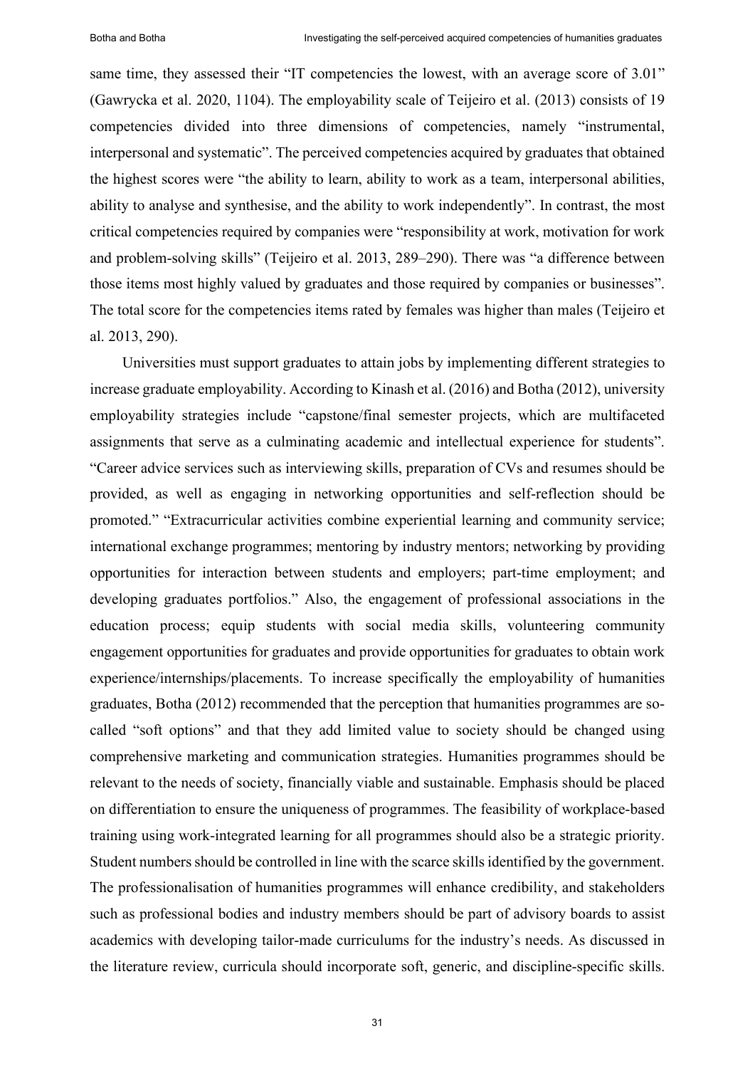same time, they assessed their "IT competencies the lowest, with an average score of 3.01" (Gawrycka et al. 2020, 1104). The employability scale of Teijeiro et al. (2013) consists of 19 competencies divided into three dimensions of competencies, namely "instrumental, interpersonal and systematic". The perceived competencies acquired by graduates that obtained the highest scores were "the ability to learn, ability to work as a team, interpersonal abilities, ability to analyse and synthesise, and the ability to work independently". In contrast, the most critical competencies required by companies were "responsibility at work, motivation for work and problem-solving skills" (Teijeiro et al. 2013, 289–290). There was "a difference between those items most highly valued by graduates and those required by companies or businesses". The total score for the competencies items rated by females was higher than males (Teijeiro et al. 2013, 290).

Universities must support graduates to attain jobs by implementing different strategies to increase graduate employability. According to Kinash et al. (2016) and Botha (2012), university employability strategies include "capstone/final semester projects, which are multifaceted assignments that serve as a culminating academic and intellectual experience for students". "Career advice services such as interviewing skills, preparation of CVs and resumes should be provided, as well as engaging in networking opportunities and self-reflection should be promoted." "Extracurricular activities combine experiential learning and community service; international exchange programmes; mentoring by industry mentors; networking by providing opportunities for interaction between students and employers; part-time employment; and developing graduates portfolios." Also, the engagement of professional associations in the education process; equip students with social media skills, volunteering community engagement opportunities for graduates and provide opportunities for graduates to obtain work experience/internships/placements. To increase specifically the employability of humanities graduates, Botha (2012) recommended that the perception that humanities programmes are so-called "soft options" and that they add limited value to society should be changed using comprehensive marketing and communication strategies. Humanities programmes should be relevant to the needs of society, financially viable and sustainable. Emphasis should be placed on differentiation to ensure the uniqueness of programmes. The feasibility of workplace-based training using work-integrated learning for all programmes should also be a strategic priority. Student numbers should be controlled in line with the scarce skills identified by the government. The professionalisation of humanities programmes will enhance credibility, and stakeholders such as professional bodies and industry members should be part of advisory boards to assist academics with developing tailor-made curriculums for the industry's needs. As discussed in the literature review, curricula should incorporate soft, generic, and discipline-specific skills.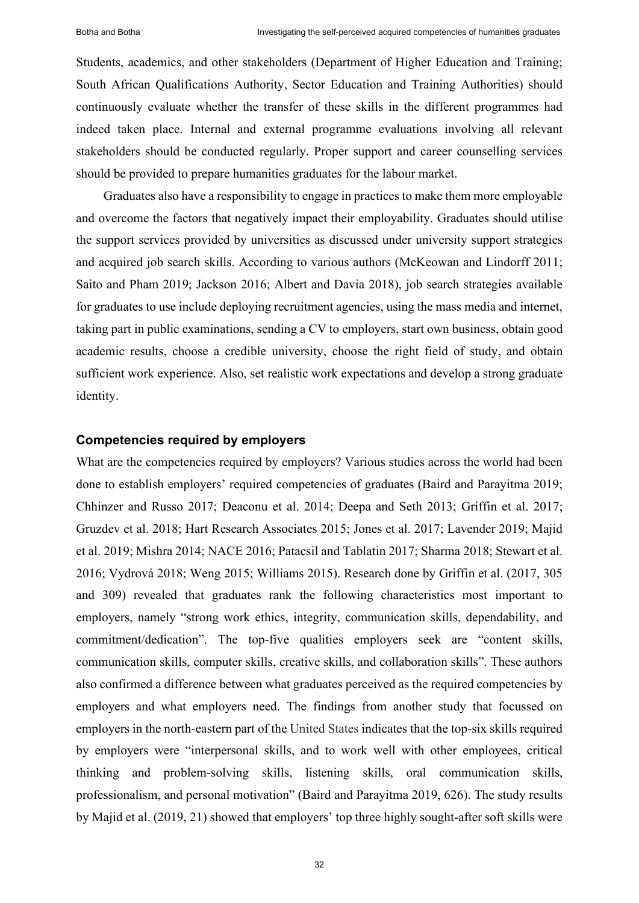Students, academics, and other stakeholders (Department of Higher Education and Training; South African Qualifications Authority, Sector Education and Training Authorities) should continuously evaluate whether the transfer of these skills in the different programmes had indeed taken place. Internal and external programme evaluations involving all relevant stakeholders should be conducted regularly. Proper support and career counselling services should be provided to prepare humanities graduates for the labour market.

Graduates also have a responsibility to engage in practices to make them more employable and overcome the factors that negatively impact their employability. Graduates should utilise the support services provided by universities as discussed under university support strategies and acquired job search skills. According to various authors (McKeowan and Lindorff 2011; Saito and Pham 2019; Jackson 2016; Albert and Davia 2018), job search strategies available for graduates to use include deploying recruitment agencies, using the mass media and internet, taking part in public examinations, sending a CV to employers, start own business, obtain good academic results, choose a credible university, choose the right field of study, and obtain sufficient work experience. Also, set realistic work expectations and develop a strong graduate identity.

### Competencies required by employers

What are the competencies required by employers? Various studies across the world had been done to establish employers' required competencies of graduates (Baird and Parayitma 2019; Chhinzer and Russo 2017; Deaconu et al. 2014; Deepa and Seth 2013; Griffin et al. 2017; Gruzdev et al. 2018; Hart Research Associates 2015; Jones et al. 2017; Lavender 2019; Majid et al. 2019; Mishra 2014; NACE 2016; Patacsil and Tablatin 2017; Sharma 2018; Stewart et al. 2016; Vydrová 2018; Weng 2015; Williams 2015). Research done by Griffin et al. (2017, 305 and 309) revealed that graduates rank the following characteristics most important to employers, namely "strong work ethics, integrity, communication skills, dependability, and commitment/dedication". The top-five qualities employers seek are "content skills, communication skills, computer skills, creative skills, and collaboration skills". These authors also confirmed a difference between what graduates perceived as the required competencies by employers and what employers need. The findings from another study that focussed on employers in the north-eastern part of the United States indicates that the top-six skills required by employers were "interpersonal skills, and to work well with other employees, critical thinking and problem-solving skills, listening skills, oral communication skills, professionalism, and personal motivation" (Baird and Parayitma 2019, 626). The study results by Majid et al. (2019, 21) showed that employers' top three highly sought-after soft skills were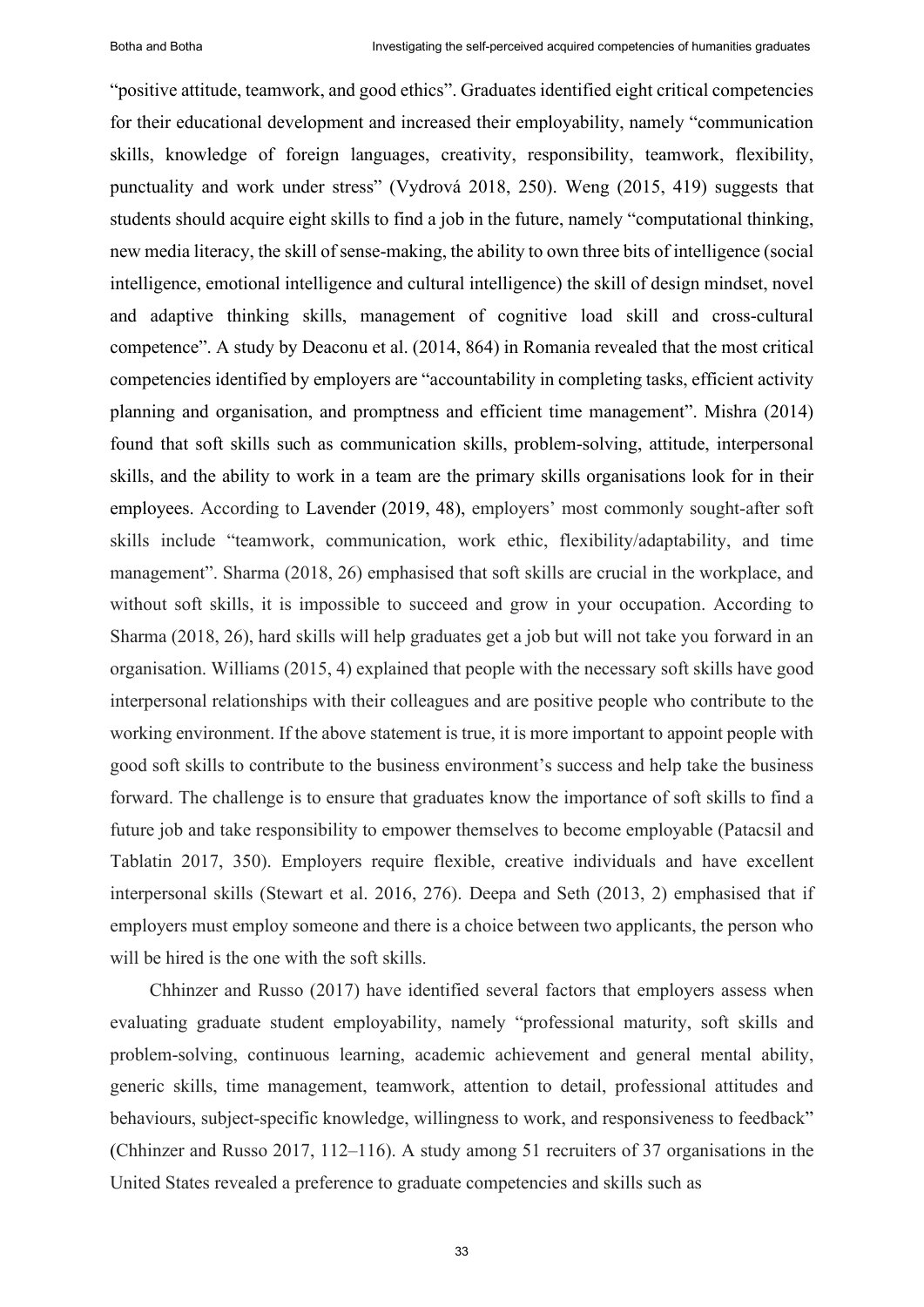"positive attitude, teamwork, and good ethics". Graduates identified eight critical competencies for their educational development and increased their employability, namely "communication skills, knowledge of foreign languages, creativity, responsibility, teamwork, flexibility, punctuality and work under stress" (Vydrová 2018, 250). Weng (2015, 419) suggests that students should acquire eight skills to find a job in the future, namely "computational thinking, new media literacy, the skill of sense-making, the ability to own three bits of intelligence (social intelligence, emotional intelligence and cultural intelligence) the skill of design mindset, novel and adaptive thinking skills, management of cognitive load skill and cross-cultural competence". A study by Deaconu et al. (2014, 864) in Romania revealed that the most critical competencies identified by employers are "accountability in completing tasks, efficient activity planning and organisation, and promptness and efficient time management". Mishra (2014) found that soft skills such as communication skills, problem-solving, attitude, interpersonal skills, and the ability to work in a team are the primary skills organisations look for in their employees. According to Lavender (2019, 48), employers' most commonly sought-after soft skills include "teamwork, communication, work ethic, flexibility/adaptability, and time management". Sharma (2018, 26) emphasised that soft skills are crucial in the workplace, and without soft skills, it is impossible to succeed and grow in your occupation. According to Sharma (2018, 26), hard skills will help graduates get a job but will not take you forward in an organisation. Williams (2015, 4) explained that people with the necessary soft skills have good interpersonal relationships with their colleagues and are positive people who contribute to the working environment. If the above statement is true, it is more important to appoint people with good soft skills to contribute to the business environment's success and help take the business forward. The challenge is to ensure that graduates know the importance of soft skills to find a future job and take responsibility to empower themselves to become employable (Patacsil and Tablatin 2017, 350). Employers require flexible, creative individuals and have excellent interpersonal skills (Stewart et al. 2016, 276). Deepa and Seth (2013, 2) emphasised that if employers must employ someone and there is a choice between two applicants, the person who will be hired is the one with the soft skills.

Chhinzer and Russo (2017) have identified several factors that employers assess when evaluating graduate student employability, namely "professional maturity, soft skills and problem-solving, continuous learning, academic achievement and general mental ability, generic skills, time management, teamwork, attention to detail, professional attitudes and behaviours, subject-specific knowledge, willingness to work, and responsiveness to feedback" (Chhinzer and Russo 2017, 112–116). A study among 51 recruiters of 37 organisations in the United States revealed a preference to graduate competencies and skills such as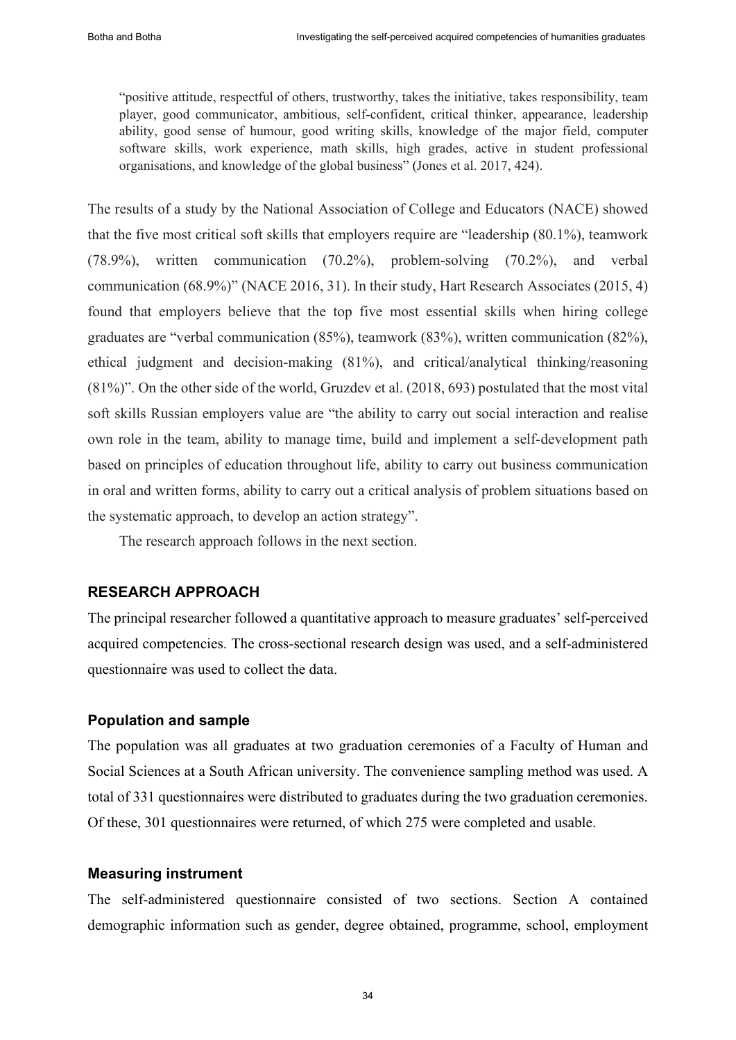"positive attitude, respectful of others, trustworthy, takes the initiative, takes responsibility, team player, good communicator, ambitious, self-confident, critical thinker, appearance, leadership ability, good sense of humour, good writing skills, knowledge of the major field, computer software skills, work experience, math skills, high grades, active in student professional organisations, and knowledge of the global business" (Jones et al. 2017, 424).

The results of a study by the National Association of College and Educators (NACE) showed that the five most critical soft skills that employers require are "leadership (80.1%), teamwork (78.9%), written communication (70.2%), problem-solving (70.2%), and verbal communication (68.9%)" (NACE 2016, 31). In their study, Hart Research Associates (2015, 4) found that employers believe that the top five most essential skills when hiring college graduates are "verbal communication (85%), teamwork (83%), written communication (82%), ethical judgment and decision-making (81%), and critical/analytical thinking/reasoning (81%)". On the other side of the world, Gruzdev et al. (2018, 693) postulated that the most vital soft skills Russian employers value are "the ability to carry out social interaction and realise own role in the team, ability to manage time, build and implement a self-development path based on principles of education throughout life, ability to carry out business communication in oral and written forms, ability to carry out a critical analysis of problem situations based on the systematic approach, to develop an action strategy".

The research approach follows in the next section.

## RESEARCH APPROACH

The principal researcher followed a quantitative approach to measure graduates' self-perceived acquired competencies. The cross-sectional research design was used, and a self-administered questionnaire was used to collect the data.

### Population and sample

The population was all graduates at two graduation ceremonies of a Faculty of Human and Social Sciences at a South African university. The convenience sampling method was used. A total of 331 questionnaires were distributed to graduates during the two graduation ceremonies. Of these, 301 questionnaires were returned, of which 275 were completed and usable.

### Measuring instrument

The self-administered questionnaire consisted of two sections. Section A contained demographic information such as gender, degree obtained, programme, school, employment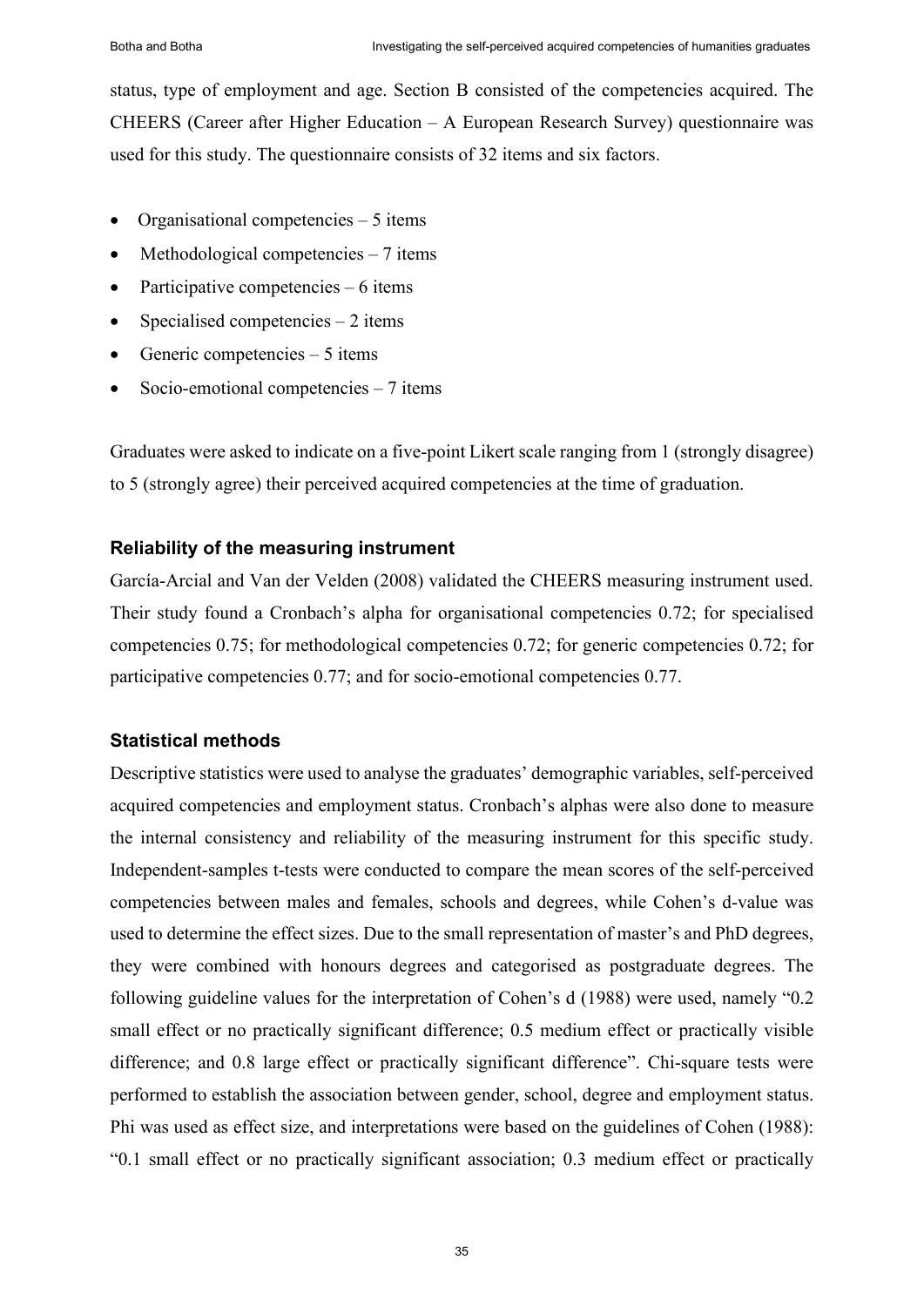status, type of employment and age. Section B consisted of the competencies acquired. The CHEERS (Career after Higher Education – A European Research Survey) questionnaire was used for this study. The questionnaire consists of 32 items and six factors.

- Organisational competencies – 5 items
- Methodological competencies – 7 items
- Participative competencies – 6 items
- Specialised competencies – 2 items
- Generic competencies – 5 items
- Socio-emotional competencies – 7 items

Graduates were asked to indicate on a five-point Likert scale ranging from 1 (strongly disagree) to 5 (strongly agree) their perceived acquired competencies at the time of graduation.

### Reliability of the measuring instrument

García-Arcial and Van der Velden (2008) validated the CHEERS measuring instrument used. Their study found a Cronbach's alpha for organisational competencies 0.72; for specialised competencies 0.75; for methodological competencies 0.72; for generic competencies 0.72; for participative competencies 0.77; and for socio-emotional competencies 0.77.

### Statistical methods

Descriptive statistics were used to analyse the graduates' demographic variables, self-perceived acquired competencies and employment status. Cronbach's alphas were also done to measure the internal consistency and reliability of the measuring instrument for this specific study. Independent-samples t-tests were conducted to compare the mean scores of the self-perceived competencies between males and females, schools and degrees, while Cohen's d-value was used to determine the effect sizes. Due to the small representation of master's and PhD degrees, they were combined with honours degrees and categorised as postgraduate degrees. The following guideline values for the interpretation of Cohen's d (1988) were used, namely "0.2 small effect or no practically significant difference; 0.5 medium effect or practically visible difference; and 0.8 large effect or practically significant difference". Chi-square tests were performed to establish the association between gender, school, degree and employment status. Phi was used as effect size, and interpretations were based on the guidelines of Cohen (1988): "0.1 small effect or no practically significant association; 0.3 medium effect or practically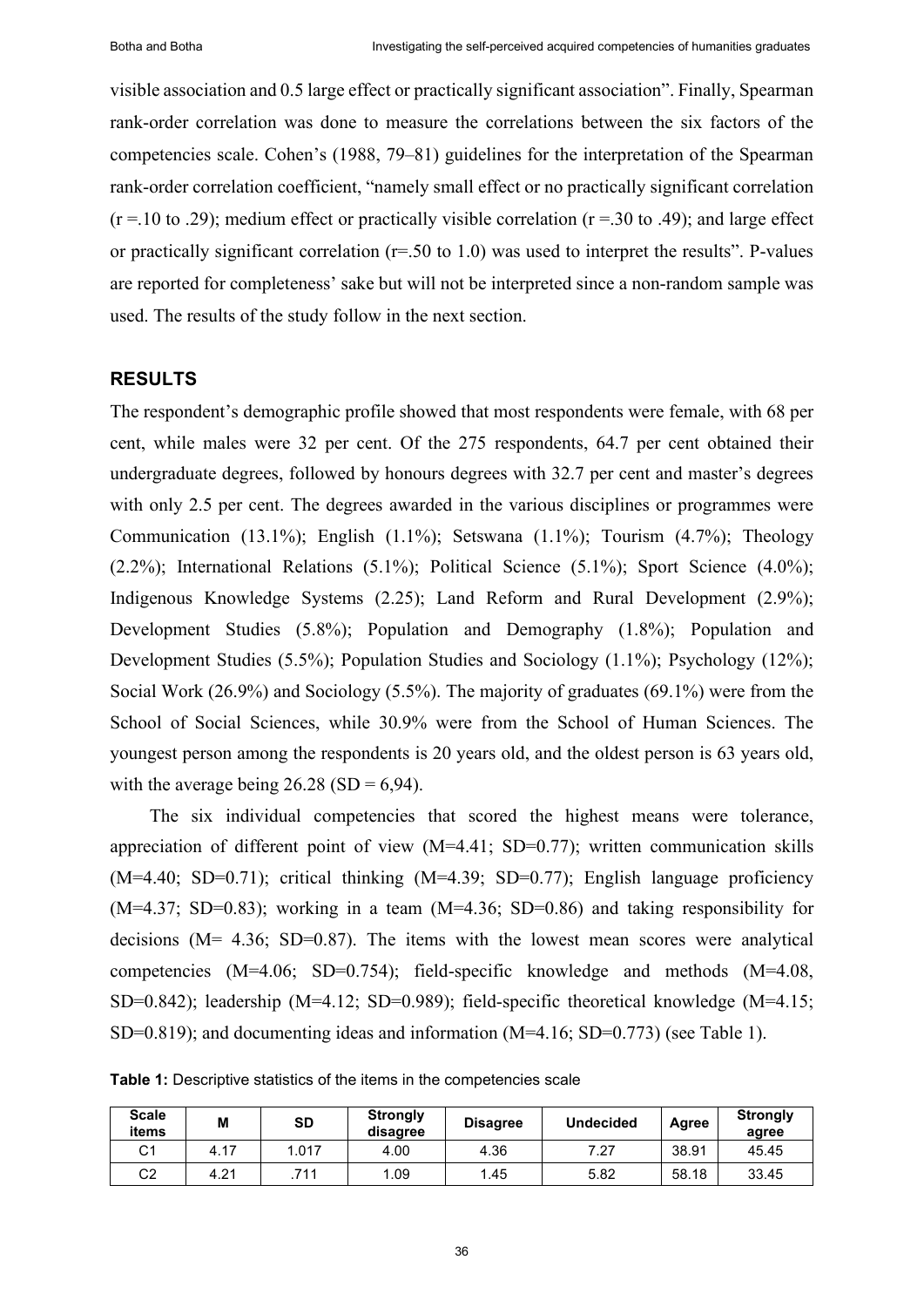visible association and 0.5 large effect or practically significant association". Finally, Spearman rank-order correlation was done to measure the correlations between the six factors of the competencies scale. Cohen's (1988, 79–81) guidelines for the interpretation of the Spearman rank-order correlation coefficient, "namely small effect or no practically significant correlation (r =.10 to .29); medium effect or practically visible correlation (r =.30 to .49); and large effect or practically significant correlation (r=.50 to 1.0) was used to interpret the results". P-values are reported for completeness' sake but will not be interpreted since a non-random sample was used. The results of the study follow in the next section.

## RESULTS

The respondent's demographic profile showed that most respondents were female, with 68 per cent, while males were 32 per cent. Of the 275 respondents, 64.7 per cent obtained their undergraduate degrees, followed by honours degrees with 32.7 per cent and master's degrees with only 2.5 per cent. The degrees awarded in the various disciplines or programmes were Communication (13.1%); English (1.1%); Setswana (1.1%); Tourism (4.7%); Theology (2.2%); International Relations (5.1%); Political Science (5.1%); Sport Science (4.0%); Indigenous Knowledge Systems (2.25); Land Reform and Rural Development (2.9%); Development Studies (5.8%); Population and Demography (1.8%); Population and Development Studies (5.5%); Population Studies and Sociology (1.1%); Psychology (12%); Social Work (26.9%) and Sociology (5.5%). The majority of graduates (69.1%) were from the School of Social Sciences, while 30.9% were from the School of Human Sciences. The youngest person among the respondents is 20 years old, and the oldest person is 63 years old, with the average being 26.28 (SD = 6,94).

The six individual competencies that scored the highest means were tolerance, appreciation of different point of view (M=4.41; SD=0.77); written communication skills (M=4.40; SD=0.71); critical thinking (M=4.39; SD=0.77); English language proficiency (M=4.37; SD=0.83); working in a team (M=4.36; SD=0.86) and taking responsibility for decisions (M= 4.36; SD=0.87). The items with the lowest mean scores were analytical competencies (M=4.06; SD=0.754); field-specific knowledge and methods (M=4.08, SD=0.842); leadership (M=4.12; SD=0.989); field-specific theoretical knowledge (M=4.15; SD=0.819); and documenting ideas and information (M=4.16; SD=0.773) (see Table 1).

**Table 1:** Descriptive statistics of the items in the competencies scale

| Scale items | M | SD | Strongly disagree | Disagree | Undecided | Agree | Strongly agree |
|---|---|---|---|---|---|---|---|
| C1 | 4.17 | 1.017 | 4.00 | 4.36 | 7.27 | 38.91 | 45.45 |
| C2 | 4.21 | .711 | 1.09 | 1.45 | 5.82 | 58.18 | 33.45 |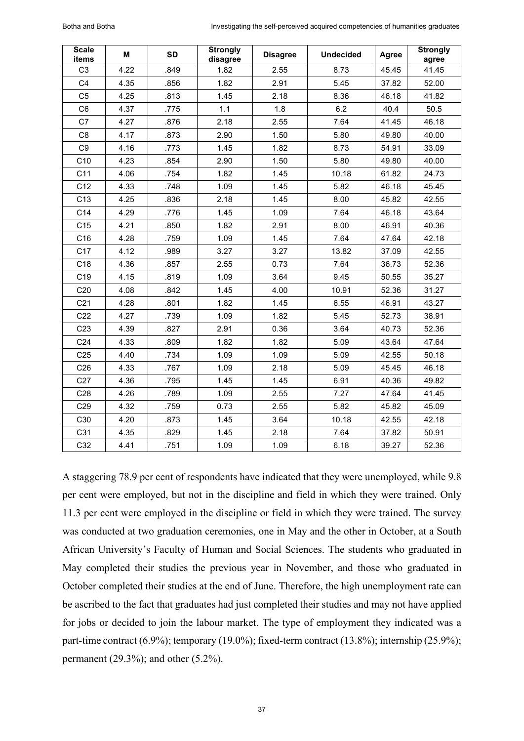| Scale items | M | SD | Strongly disagree | Disagree | Undecided | Agree | Strongly agree |
|---|---|---|---|---|---|---|---|
| C3 | 4.22 | .849 | 1.82 | 2.55 | 8.73 | 45.45 | 41.45 |
| C4 | 4.35 | .856 | 1.82 | 2.91 | 5.45 | 37.82 | 52.00 |
| C5 | 4.25 | .813 | 1.45 | 2.18 | 8.36 | 46.18 | 41.82 |
| C6 | 4.37 | .775 | 1.1 | 1.8 | 6.2 | 40.4 | 50.5 |
| C7 | 4.27 | .876 | 2.18 | 2.55 | 7.64 | 41.45 | 46.18 |
| C8 | 4.17 | .873 | 2.90 | 1.50 | 5.80 | 49.80 | 40.00 |
| C9 | 4.16 | .773 | 1.45 | 1.82 | 8.73 | 54.91 | 33.09 |
| C10 | 4.23 | .854 | 2.90 | 1.50 | 5.80 | 49.80 | 40.00 |
| C11 | 4.06 | .754 | 1.82 | 1.45 | 10.18 | 61.82 | 24.73 |
| C12 | 4.33 | .748 | 1.09 | 1.45 | 5.82 | 46.18 | 45.45 |
| C13 | 4.25 | .836 | 2.18 | 1.45 | 8.00 | 45.82 | 42.55 |
| C14 | 4.29 | .776 | 1.45 | 1.09 | 7.64 | 46.18 | 43.64 |
| C15 | 4.21 | .850 | 1.82 | 2.91 | 8.00 | 46.91 | 40.36 |
| C16 | 4.28 | .759 | 1.09 | 1.45 | 7.64 | 47.64 | 42.18 |
| C17 | 4.12 | .989 | 3.27 | 3.27 | 13.82 | 37.09 | 42.55 |
| C18 | 4.36 | .857 | 2.55 | 0.73 | 7.64 | 36.73 | 52.36 |
| C19 | 4.15 | .819 | 1.09 | 3.64 | 9.45 | 50.55 | 35.27 |
| C20 | 4.08 | .842 | 1.45 | 4.00 | 10.91 | 52.36 | 31.27 |
| C21 | 4.28 | .801 | 1.82 | 1.45 | 6.55 | 46.91 | 43.27 |
| C22 | 4.27 | .739 | 1.09 | 1.82 | 5.45 | 52.73 | 38.91 |
| C23 | 4.39 | .827 | 2.91 | 0.36 | 3.64 | 40.73 | 52.36 |
| C24 | 4.33 | .809 | 1.82 | 1.82 | 5.09 | 43.64 | 47.64 |
| C25 | 4.40 | .734 | 1.09 | 1.09 | 5.09 | 42.55 | 50.18 |
| C26 | 4.33 | .767 | 1.09 | 2.18 | 5.09 | 45.45 | 46.18 |
| C27 | 4.36 | .795 | 1.45 | 1.45 | 6.91 | 40.36 | 49.82 |
| C28 | 4.26 | .789 | 1.09 | 2.55 | 7.27 | 47.64 | 41.45 |
| C29 | 4.32 | .759 | 0.73 | 2.55 | 5.82 | 45.82 | 45.09 |
| C30 | 4.20 | .873 | 1.45 | 3.64 | 10.18 | 42.55 | 42.18 |
| C31 | 4.35 | .829 | 1.45 | 2.18 | 7.64 | 37.82 | 50.91 |
| C32 | 4.41 | .751 | 1.09 | 1.09 | 6.18 | 39.27 | 52.36 |

A staggering 78.9 per cent of respondents have indicated that they were unemployed, while 9.8 per cent were employed, but not in the discipline and field in which they were trained. Only 11.3 per cent were employed in the discipline or field in which they were trained. The survey was conducted at two graduation ceremonies, one in May and the other in October, at a South African University's Faculty of Human and Social Sciences. The students who graduated in May completed their studies the previous year in November, and those who graduated in October completed their studies at the end of June. Therefore, the high unemployment rate can be ascribed to the fact that graduates had just completed their studies and may not have applied for jobs or decided to join the labour market. The type of employment they indicated was a part-time contract (6.9%); temporary (19.0%); fixed-term contract (13.8%); internship (25.9%); permanent (29.3%); and other (5.2%).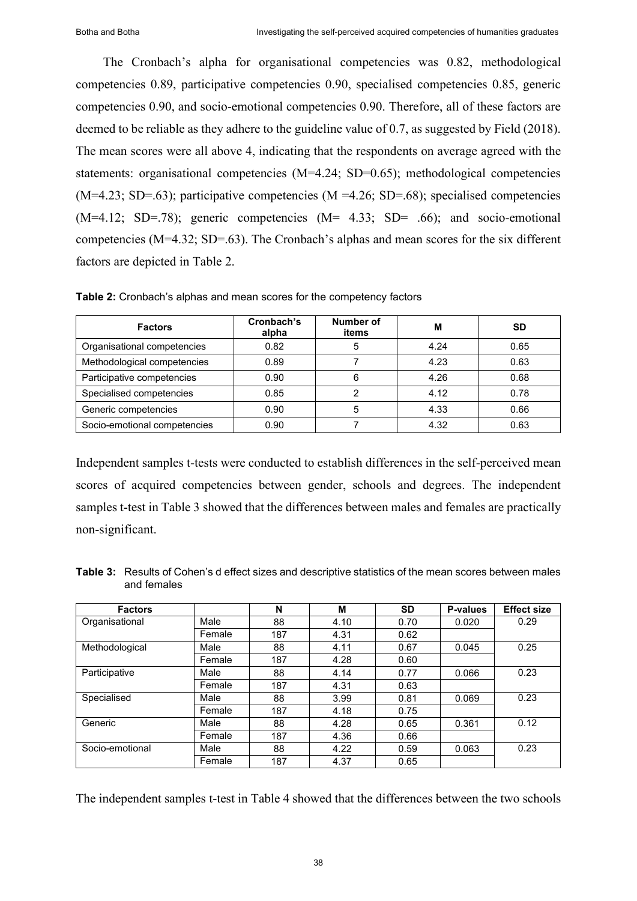The Cronbach's alpha for organisational competencies was 0.82, methodological competencies 0.89, participative competencies 0.90, specialised competencies 0.85, generic competencies 0.90, and socio-emotional competencies 0.90. Therefore, all of these factors are deemed to be reliable as they adhere to the guideline value of 0.7, as suggested by Field (2018). The mean scores were all above 4, indicating that the respondents on average agreed with the statements: organisational competencies (M=4.24; SD=0.65); methodological competencies (M=4.23; SD=.63); participative competencies (M =4.26; SD=.68); specialised competencies (M=4.12; SD=.78); generic competencies (M= 4.33; SD= .66); and socio-emotional competencies (M=4.32; SD=.63). The Cronbach's alphas and mean scores for the six different factors are depicted in Table 2.

**Table 2:** Cronbach's alphas and mean scores for the competency factors

| Factors | Cronbach's alpha | Number of items | M | SD |
|---|---|---|---|---|
| Organisational competencies | 0.82 | 5 | 4.24 | 0.65 |
| Methodological competencies | 0.89 | 7 | 4.23 | 0.63 |
| Participative competencies | 0.90 | 6 | 4.26 | 0.68 |
| Specialised competencies | 0.85 | 2 | 4.12 | 0.78 |
| Generic competencies | 0.90 | 5 | 4.33 | 0.66 |
| Socio-emotional competencies | 0.90 | 7 | 4.32 | 0.63 |

Independent samples t-tests were conducted to establish differences in the self-perceived mean scores of acquired competencies between gender, schools and degrees. The independent samples t-test in Table 3 showed that the differences between males and females are practically non-significant.

**Table 3:** Results of Cohen's d effect sizes and descriptive statistics of the mean scores between males and females

| Factors | | N | M | SD | P-values | Effect size |
|---|---|---|---|---|---|---|
| Organisational | Male | 88 | 4.10 | 0.70 | 0.020 | 0.29 |
| | Female | 187 | 4.31 | 0.62 | | |
| Methodological | Male | 88 | 4.11 | 0.67 | 0.045 | 0.25 |
| | Female | 187 | 4.28 | 0.60 | | |
| Participative | Male | 88 | 4.14 | 0.77 | 0.066 | 0.23 |
| | Female | 187 | 4.31 | 0.63 | | |
| Specialised | Male | 88 | 3.99 | 0.81 | 0.069 | 0.23 |
| | Female | 187 | 4.18 | 0.75 | | |
| Generic | Male | 88 | 4.28 | 0.65 | 0.361 | 0.12 |
| | Female | 187 | 4.36 | 0.66 | | |
| Socio-emotional | Male | 88 | 4.22 | 0.59 | 0.063 | 0.23 |
| | Female | 187 | 4.37 | 0.65 | | |

The independent samples t-test in Table 4 showed that the differences between the two schools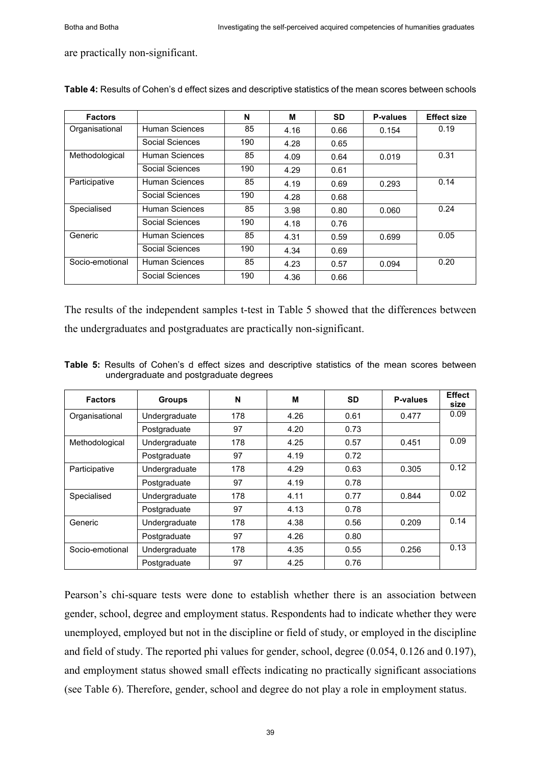are practically non-significant.

**Table 4:** Results of Cohen's d effect sizes and descriptive statistics of the mean scores between schools

| Factors | | N | M | SD | P-values | Effect size |
|---|---|---|---|---|---|---|
| Organisational | Human Sciences | 85 | 4.16 | 0.66 | 0.154 | 0.19 |
| | Social Sciences | 190 | 4.28 | 0.65 | | |
| Methodological | Human Sciences | 85 | 4.09 | 0.64 | 0.019 | 0.31 |
| | Social Sciences | 190 | 4.29 | 0.61 | | |
| Participative | Human Sciences | 85 | 4.19 | 0.69 | 0.293 | 0.14 |
| | Social Sciences | 190 | 4.28 | 0.68 | | |
| Specialised | Human Sciences | 85 | 3.98 | 0.80 | 0.060 | 0.24 |
| | Social Sciences | 190 | 4.18 | 0.76 | | |
| Generic | Human Sciences | 85 | 4.31 | 0.59 | 0.699 | 0.05 |
| | Social Sciences | 190 | 4.34 | 0.69 | | |
| Socio-emotional | Human Sciences | 85 | 4.23 | 0.57 | 0.094 | 0.20 |
| | Social Sciences | 190 | 4.36 | 0.66 | | |

The results of the independent samples t-test in Table 5 showed that the differences between the undergraduates and postgraduates are practically non-significant.

**Table 5:** Results of Cohen's d effect sizes and descriptive statistics of the mean scores between undergraduate and postgraduate degrees

| Factors | Groups | N | M | SD | P-values | Effect size |
|---|---|---|---|---|---|---|
| Organisational | Undergraduate | 178 | 4.26 | 0.61 | 0.477 | 0.09 |
| | Postgraduate | 97 | 4.20 | 0.73 | | |
| Methodological | Undergraduate | 178 | 4.25 | 0.57 | 0.451 | 0.09 |
| | Postgraduate | 97 | 4.19 | 0.72 | | |
| Participative | Undergraduate | 178 | 4.29 | 0.63 | 0.305 | 0.12 |
| | Postgraduate | 97 | 4.19 | 0.78 | | |
| Specialised | Undergraduate | 178 | 4.11 | 0.77 | 0.844 | 0.02 |
| | Postgraduate | 97 | 4.13 | 0.78 | | |
| Generic | Undergraduate | 178 | 4.38 | 0.56 | 0.209 | 0.14 |
| | Postgraduate | 97 | 4.26 | 0.80 | | |
| Socio-emotional | Undergraduate | 178 | 4.35 | 0.55 | 0.256 | 0.13 |
| | Postgraduate | 97 | 4.25 | 0.76 | | |

Pearson's chi-square tests were done to establish whether there is an association between gender, school, degree and employment status. Respondents had to indicate whether they were unemployed, employed but not in the discipline or field of study, or employed in the discipline and field of study. The reported phi values for gender, school, degree (0.054, 0.126 and 0.197), and employment status showed small effects indicating no practically significant associations (see Table 6). Therefore, gender, school and degree do not play a role in employment status.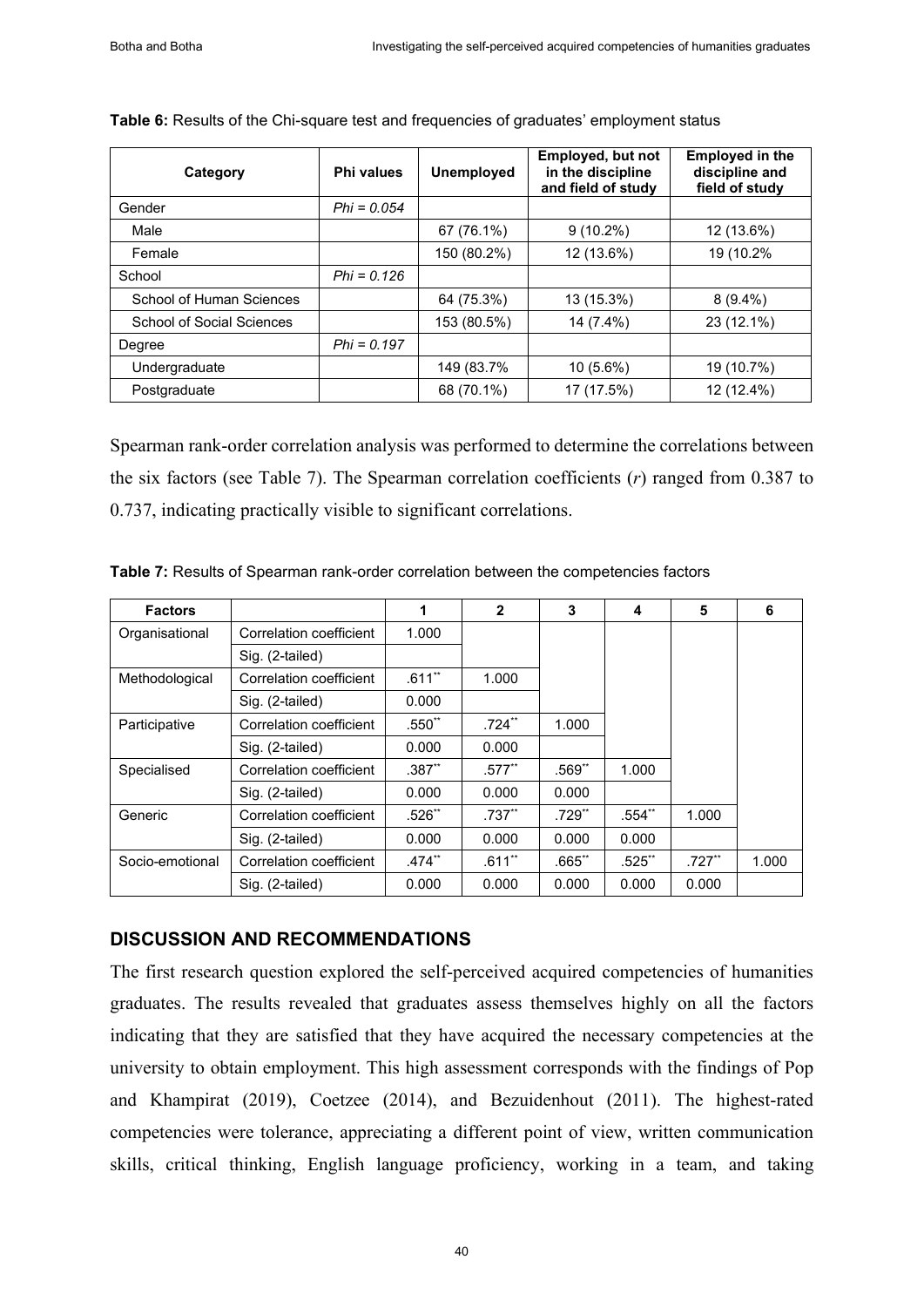**Table 6:** Results of the Chi-square test and frequencies of graduates' employment status

| Category | Phi values | Unemployed | Employed, but not in the discipline and field of study | Employed in the discipline and field of study |
|---|---|---|---|---|
| Gender | *Phi = 0.054* | | | |
| Male | | 67 (76.1%) | 9 (10.2%) | 12 (13.6%) |
| Female | | 150 (80.2%) | 12 (13.6%) | 19 (10.2% |
| School | *Phi = 0.126* | | | |
| School of Human Sciences | | 64 (75.3%) | 13 (15.3%) | 8 (9.4%) |
| School of Social Sciences | | 153 (80.5%) | 14 (7.4%) | 23 (12.1%) |
| Degree | *Phi = 0.197* | | | |
| Undergraduate | | 149 (83.7% | 10 (5.6%) | 19 (10.7%) |
| Postgraduate | | 68 (70.1%) | 17 (17.5%) | 12 (12.4%) |

Spearman rank-order correlation analysis was performed to determine the correlations between the six factors (see Table 7). The Spearman correlation coefficients (*r*) ranged from 0.387 to 0.737, indicating practically visible to significant correlations.

**Table 7:** Results of Spearman rank-order correlation between the competencies factors

| Factors | | 1 | 2 | 3 | 4 | 5 | 6 |
|---|---|---|---|---|---|---|---|
| Organisational | Correlation coefficient | 1.000 | | | | | |
| | Sig. (2-tailed) | | | | | | |
| Methodological | Correlation coefficient | .611** | 1.000 | | | | |
| | Sig. (2-tailed) | 0.000 | | | | | |
| Participative | Correlation coefficient | .550** | .724** | 1.000 | | | |
| | Sig. (2-tailed) | 0.000 | 0.000 | | | | |
| Specialised | Correlation coefficient | .387** | .577** | .569** | 1.000 | | |
| | Sig. (2-tailed) | 0.000 | 0.000 | 0.000 | | | |
| Generic | Correlation coefficient | .526** | .737** | .729** | .554** | 1.000 | |
| | Sig. (2-tailed) | 0.000 | 0.000 | 0.000 | 0.000 | | |
| Socio-emotional | Correlation coefficient | .474** | .611** | .665** | .525** | .727** | 1.000 |
| | Sig. (2-tailed) | 0.000 | 0.000 | 0.000 | 0.000 | 0.000 | |

## DISCUSSION AND RECOMMENDATIONS

The first research question explored the self-perceived acquired competencies of humanities graduates. The results revealed that graduates assess themselves highly on all the factors indicating that they are satisfied that they have acquired the necessary competencies at the university to obtain employment. This high assessment corresponds with the findings of Pop and Khampirat (2019), Coetzee (2014), and Bezuidenhout (2011). The highest-rated competencies were tolerance, appreciating a different point of view, written communication skills, critical thinking, English language proficiency, working in a team, and taking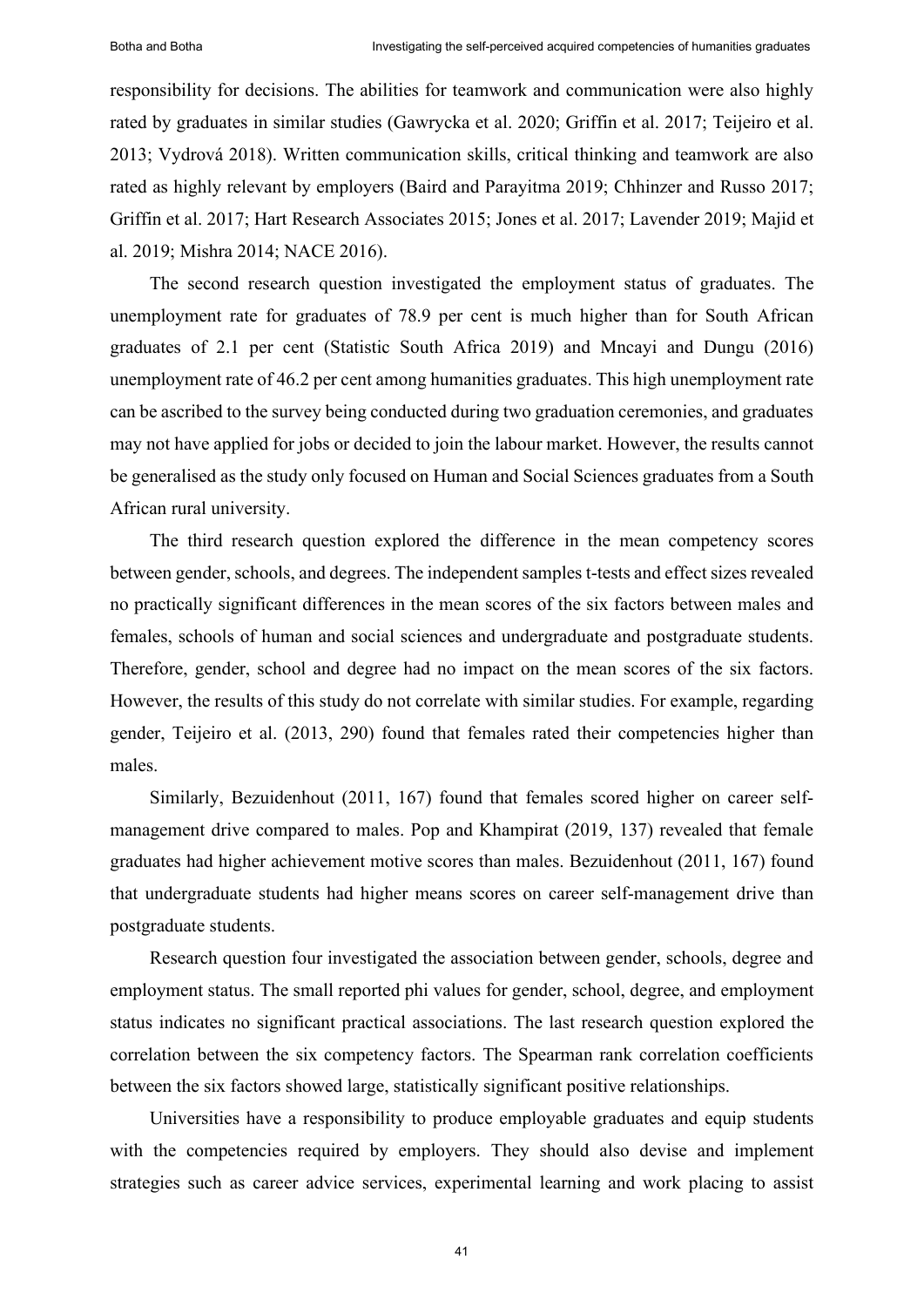responsibility for decisions. The abilities for teamwork and communication were also highly rated by graduates in similar studies (Gawrycka et al. 2020; Griffin et al. 2017; Teijeiro et al. 2013; Vydrová 2018). Written communication skills, critical thinking and teamwork are also rated as highly relevant by employers (Baird and Parayitma 2019; Chhinzer and Russo 2017; Griffin et al. 2017; Hart Research Associates 2015; Jones et al. 2017; Lavender 2019; Majid et al. 2019; Mishra 2014; NACE 2016).

The second research question investigated the employment status of graduates. The unemployment rate for graduates of 78.9 per cent is much higher than for South African graduates of 2.1 per cent (Statistic South Africa 2019) and Mncayi and Dungu (2016) unemployment rate of 46.2 per cent among humanities graduates. This high unemployment rate can be ascribed to the survey being conducted during two graduation ceremonies, and graduates may not have applied for jobs or decided to join the labour market. However, the results cannot be generalised as the study only focused on Human and Social Sciences graduates from a South African rural university.

The third research question explored the difference in the mean competency scores between gender, schools, and degrees. The independent samples t-tests and effect sizes revealed no practically significant differences in the mean scores of the six factors between males and females, schools of human and social sciences and undergraduate and postgraduate students. Therefore, gender, school and degree had no impact on the mean scores of the six factors. However, the results of this study do not correlate with similar studies. For example, regarding gender, Teijeiro et al. (2013, 290) found that females rated their competencies higher than males.

Similarly, Bezuidenhout (2011, 167) found that females scored higher on career self-management drive compared to males. Pop and Khampirat (2019, 137) revealed that female graduates had higher achievement motive scores than males. Bezuidenhout (2011, 167) found that undergraduate students had higher means scores on career self-management drive than postgraduate students.

Research question four investigated the association between gender, schools, degree and employment status. The small reported phi values for gender, school, degree, and employment status indicates no significant practical associations. The last research question explored the correlation between the six competency factors. The Spearman rank correlation coefficients between the six factors showed large, statistically significant positive relationships.

Universities have a responsibility to produce employable graduates and equip students with the competencies required by employers. They should also devise and implement strategies such as career advice services, experimental learning and work placing to assist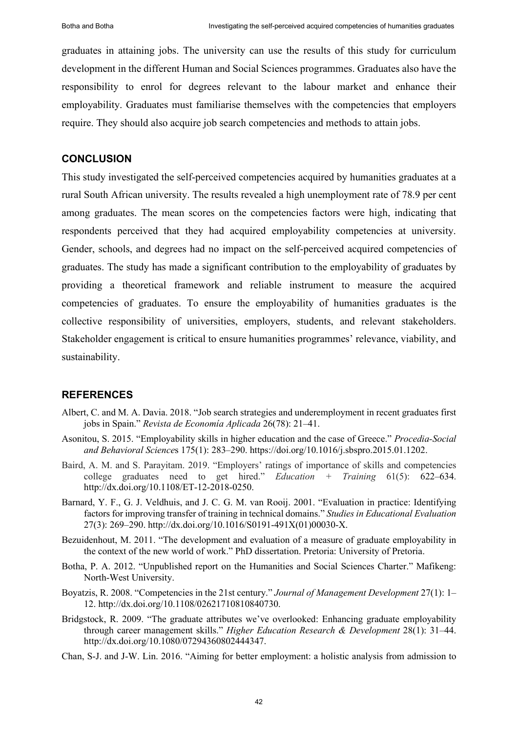graduates in attaining jobs. The university can use the results of this study for curriculum development in the different Human and Social Sciences programmes. Graduates also have the responsibility to enrol for degrees relevant to the labour market and enhance their employability. Graduates must familiarise themselves with the competencies that employers require. They should also acquire job search competencies and methods to attain jobs.

## CONCLUSION

This study investigated the self-perceived competencies acquired by humanities graduates at a rural South African university. The results revealed a high unemployment rate of 78.9 per cent among graduates. The mean scores on the competencies factors were high, indicating that respondents perceived that they had acquired employability competencies at university. Gender, schools, and degrees had no impact on the self-perceived acquired competencies of graduates. The study has made a significant contribution to the employability of graduates by providing a theoretical framework and reliable instrument to measure the acquired competencies of graduates. To ensure the employability of humanities graduates is the collective responsibility of universities, employers, students, and relevant stakeholders. Stakeholder engagement is critical to ensure humanities programmes' relevance, viability, and sustainability.

## REFERENCES

Albert, C. and M. A. Davia. 2018. "Job search strategies and underemployment in recent graduates first jobs in Spain." *Revista de Economía Aplicada* 26(78): 21–41.

Asonitou, S. 2015. "Employability skills in higher education and the case of Greece." *Procedia-Social and Behavioral Sciences* 175(1): 283–290. https://doi.org/10.1016/j.sbspro.2015.01.1202.

Baird, A. M. and S. Parayitam. 2019. "Employers' ratings of importance of skills and competencies college graduates need to get hired." *Education + Training* 61(5): 622–634. http://dx.doi.org/10.1108/ET-12-2018-0250.

Barnard, Y. F., G. J. Veldhuis, and J. C. G. M. van Rooij. 2001. "Evaluation in practice: Identifying factors for improving transfer of training in technical domains." *Studies in Educational Evaluation* 27(3): 269–290. http://dx.doi.org/10.1016/S0191-491X(01)00030-X.

Bezuidenhout, M. 2011. "The development and evaluation of a measure of graduate employability in the context of the new world of work." PhD dissertation. Pretoria: University of Pretoria.

Botha, P. A. 2012. "Unpublished report on the Humanities and Social Sciences Charter." Mafikeng: North-West University.

Boyatzis, R. 2008. "Competencies in the 21st century." *Journal of Management Development* 27(1): 1–12. http://dx.doi.org/10.1108/02621710810840730.

Bridgstock, R. 2009. "The graduate attributes we've overlooked: Enhancing graduate employability through career management skills." *Higher Education Research & Development* 28(1): 31–44. http://dx.doi.org/10.1080/07294360802444347.

Chan, S-J. and J-W. Lin. 2016. "Aiming for better employment: a holistic analysis from admission to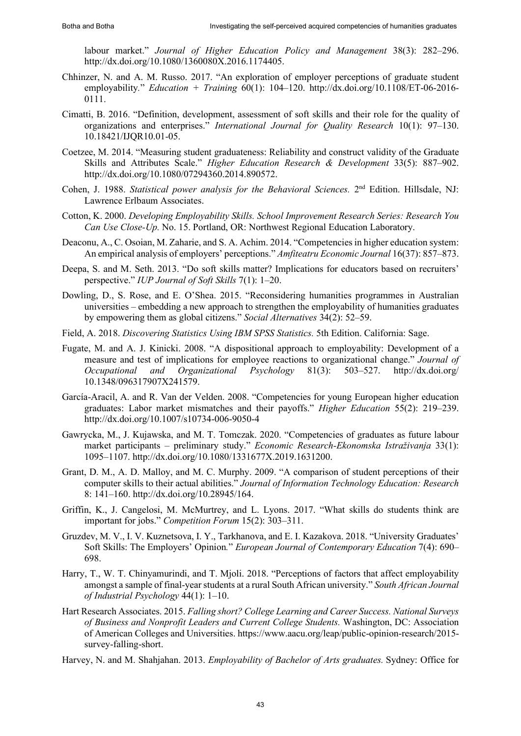labour market." *Journal of Higher Education Policy and Management* 38(3): 282–296. http://dx.doi.org/10.1080/1360080X.2016.1174405.

Chhinzer, N. and A. M. Russo. 2017. "An exploration of employer perceptions of graduate student employability." *Education + Training* 60(1): 104–120. http://dx.doi.org/10.1108/ET-06-2016-0111.

Cimatti, B. 2016. "Definition, development, assessment of soft skills and their role for the quality of organizations and enterprises." *International Journal for Quality Research* 10(1): 97–130. 10.18421/IJQR10.01-05.

Coetzee, M. 2014. "Measuring student graduateness: Reliability and construct validity of the Graduate Skills and Attributes Scale." *Higher Education Research & Development* 33(5): 887–902. http://dx.doi.org/10.1080/07294360.2014.890572.

Cohen, J. 1988. *Statistical power analysis for the Behavioral Sciences.* 2nd Edition. Hillsdale, NJ: Lawrence Erlbaum Associates.

Cotton, K. 2000. *Developing Employability Skills. School Improvement Research Series: Research You Can Use Close-Up.* No. 15. Portland, OR: Northwest Regional Education Laboratory.

Deaconu, A., C. Osoian, M. Zaharie, and S. A. Achim. 2014. "Competencies in higher education system: An empirical analysis of employers' perceptions." *Amfiteatru Economic Journal* 16(37): 857–873.

Deepa, S. and M. Seth. 2013. "Do soft skills matter? Implications for educators based on recruiters' perspective." *IUP Journal of Soft Skills* 7(1): 1–20.

Dowling, D., S. Rose, and E. O'Shea. 2015. "Reconsidering humanities programmes in Australian universities – embedding a new approach to strengthen the employability of humanities graduates by empowering them as global citizens." *Social Alternatives* 34(2): 52–59.

Field, A. 2018. *Discovering Statistics Using IBM SPSS Statistics.* 5th Edition. California: Sage.

Fugate, M. and A. J. Kinicki. 2008. "A dispositional approach to employability: Development of a measure and test of implications for employee reactions to organizational change." *Journal of Occupational and Organizational Psychology* 81(3): 503–527. http://dx.doi.org/10.1348/096317907X241579.

García-Aracil, A. and R. Van der Velden. 2008. "Competencies for young European higher education graduates: Labor market mismatches and their payoffs." *Higher Education* 55(2): 219–239. http://dx.doi.org/10.1007/s10734-006-9050-4

Gawrycka, M., J. Kujawska, and M. T. Tomczak. 2020. "Competencies of graduates as future labour market participants – preliminary study." *Economic Research-Ekonomska Istraživanja* 33(1): 1095–1107. http://dx.doi.org/10.1080/1331677X.2019.1631200.

Grant, D. M., A. D. Malloy, and M. C. Murphy. 2009. "A comparison of student perceptions of their computer skills to their actual abilities." *Journal of Information Technology Education: Research* 8: 141–160. http://dx.doi.org/10.28945/164.

Griffin, K., J. Cangelosi, M. McMurtrey, and L. Lyons. 2017. "What skills do students think are important for jobs." *Competition Forum* 15(2): 303–311.

Gruzdev, M. V., I. V. Kuznetsova, I. Y., Tarkhanova, and E. I. Kazakova. 2018. "University Graduates' Soft Skills: The Employers' Opinion." *European Journal of Contemporary Education* 7(4): 690–698.

Harry, T., W. T. Chinyamurindi, and T. Mjoli. 2018. "Perceptions of factors that affect employability amongst a sample of final-year students at a rural South African university." *South African Journal of Industrial Psychology* 44(1): 1–10.

Hart Research Associates. 2015. *Falling short? College Learning and Career Success. National Surveys of Business and Nonprofit Leaders and Current College Students.* Washington, DC: Association of American Colleges and Universities. https://www.aacu.org/leap/public-opinion-research/2015-survey-falling-short.

Harvey, N. and M. Shahjahan. 2013. *Employability of Bachelor of Arts graduates.* Sydney: Office for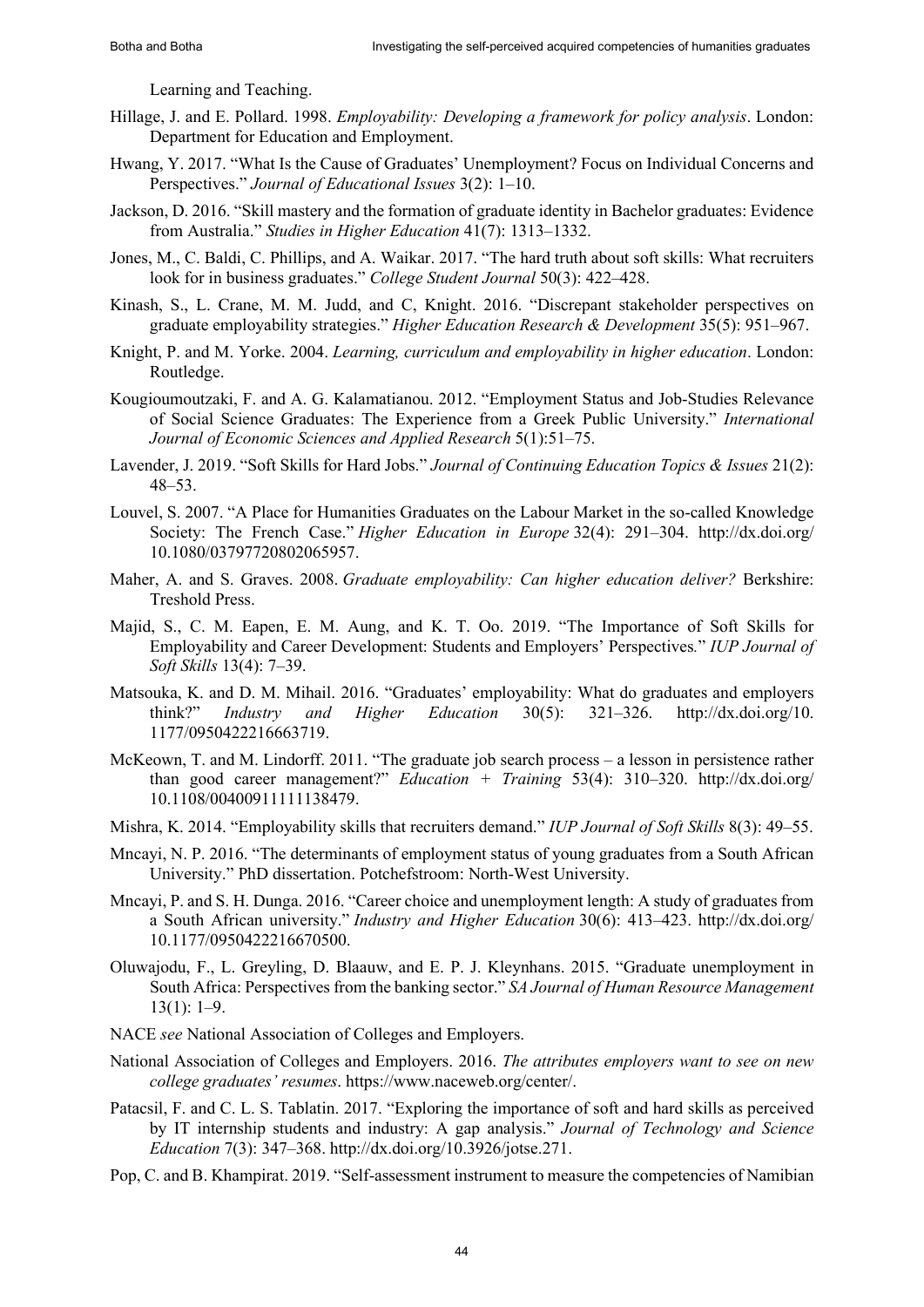Learning and Teaching.

Hillage, J. and E. Pollard. 1998. *Employability: Developing a framework for policy analysis*. London: Department for Education and Employment.

Hwang, Y. 2017. "What Is the Cause of Graduates' Unemployment? Focus on Individual Concerns and Perspectives." *Journal of Educational Issues* 3(2): 1–10.

Jackson, D. 2016. "Skill mastery and the formation of graduate identity in Bachelor graduates: Evidence from Australia." *Studies in Higher Education* 41(7): 1313–1332.

Jones, M., C. Baldi, C. Phillips, and A. Waikar. 2017. "The hard truth about soft skills: What recruiters look for in business graduates." *College Student Journal* 50(3): 422–428.

Kinash, S., L. Crane, M. M. Judd, and C, Knight. 2016. "Discrepant stakeholder perspectives on graduate employability strategies." *Higher Education Research & Development* 35(5): 951–967.

Knight, P. and M. Yorke. 2004. *Learning, curriculum and employability in higher education*. London: Routledge.

Kougioumoutzaki, F. and A. G. Kalamatianou. 2012. "Employment Status and Job-Studies Relevance of Social Science Graduates: The Experience from a Greek Public University." *International Journal of Economic Sciences and Applied Research* 5(1):51–75.

Lavender, J. 2019. "Soft Skills for Hard Jobs." *Journal of Continuing Education Topics & Issues* 21(2): 48–53.

Louvel, S. 2007. "A Place for Humanities Graduates on the Labour Market in the so-called Knowledge Society: The French Case." *Higher Education in Europe* 32(4): 291–304. http://dx.doi.org/10.1080/03797720802065957.

Maher, A. and S. Graves. 2008. *Graduate employability: Can higher education deliver?* Berkshire: Treshold Press.

Majid, S., C. M. Eapen, E. M. Aung, and K. T. Oo. 2019. "The Importance of Soft Skills for Employability and Career Development: Students and Employers' Perspectives." *IUP Journal of Soft Skills* 13(4): 7–39.

Matsouka, K. and D. M. Mihail. 2016. "Graduates' employability: What do graduates and employers think?" *Industry and Higher Education* 30(5): 321–326. http://dx.doi.org/10.1177/0950422216663719.

McKeown, T. and M. Lindorff. 2011. "The graduate job search process – a lesson in persistence rather than good career management?" *Education + Training* 53(4): 310–320. http://dx.doi.org/10.1108/00400911111138479.

Mishra, K. 2014. "Employability skills that recruiters demand." *IUP Journal of Soft Skills* 8(3): 49–55.

Mncayi, N. P. 2016. "The determinants of employment status of young graduates from a South African University." PhD dissertation. Potchefstroom: North-West University.

Mncayi, P. and S. H. Dunga. 2016. "Career choice and unemployment length: A study of graduates from a South African university." *Industry and Higher Education* 30(6): 413–423. http://dx.doi.org/10.1177/0950422216670500.

Oluwajodu, F., L. Greyling, D. Blaauw, and E. P. J. Kleynhans. 2015. "Graduate unemployment in South Africa: Perspectives from the banking sector." *SA Journal of Human Resource Management* 13(1): 1–9.

NACE *see* National Association of Colleges and Employers.

National Association of Colleges and Employers. 2016. *The attributes employers want to see on new college graduates' resumes*. https://www.naceweb.org/center/.

Patacsil, F. and C. L. S. Tablatin. 2017. "Exploring the importance of soft and hard skills as perceived by IT internship students and industry: A gap analysis." *Journal of Technology and Science Education* 7(3): 347–368. http://dx.doi.org/10.3926/jotse.271.

Pop, C. and B. Khampirat. 2019. "Self-assessment instrument to measure the competencies of Namibian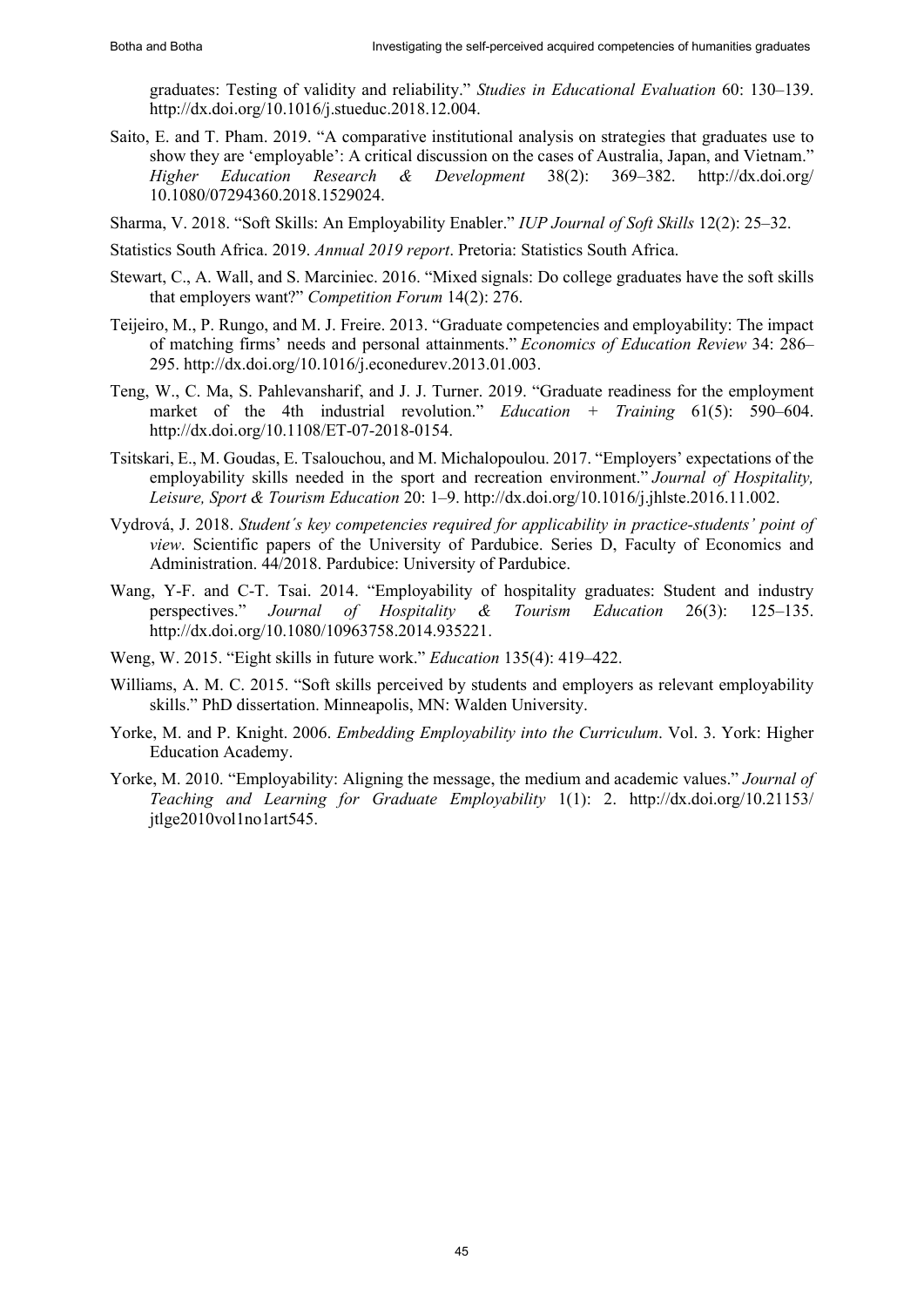graduates: Testing of validity and reliability." *Studies in Educational Evaluation* 60: 130–139. http://dx.doi.org/10.1016/j.stueduc.2018.12.004.

Saito, E. and T. Pham. 2019. "A comparative institutional analysis on strategies that graduates use to show they are 'employable': A critical discussion on the cases of Australia, Japan, and Vietnam." *Higher Education Research & Development* 38(2): 369–382. http://dx.doi.org/10.1080/07294360.2018.1529024.

Sharma, V. 2018. "Soft Skills: An Employability Enabler." *IUP Journal of Soft Skills* 12(2): 25–32.

Statistics South Africa. 2019. *Annual 2019 report*. Pretoria: Statistics South Africa.

Stewart, C., A. Wall, and S. Marciniec. 2016. "Mixed signals: Do college graduates have the soft skills that employers want?" *Competition Forum* 14(2): 276.

Teijeiro, M., P. Rungo, and M. J. Freire. 2013. "Graduate competencies and employability: The impact of matching firms' needs and personal attainments." *Economics of Education Review* 34: 286–295. http://dx.doi.org/10.1016/j.econedurev.2013.01.003.

Teng, W., C. Ma, S. Pahlevansharif, and J. J. Turner. 2019. "Graduate readiness for the employment market of the 4th industrial revolution." *Education + Training* 61(5): 590–604. http://dx.doi.org/10.1108/ET-07-2018-0154.

Tsitskari, E., M. Goudas, E. Tsalouchou, and M. Michalopoulou. 2017. "Employers' expectations of the employability skills needed in the sport and recreation environment." *Journal of Hospitality, Leisure, Sport & Tourism Education* 20: 1–9. http://dx.doi.org/10.1016/j.jhlste.2016.11.002.

Vydrová, J. 2018. *Student´s key competencies required for applicability in practice-students' point of view*. Scientific papers of the University of Pardubice. Series D, Faculty of Economics and Administration. 44/2018. Pardubice: University of Pardubice.

Wang, Y-F. and C-T. Tsai. 2014. "Employability of hospitality graduates: Student and industry perspectives." *Journal of Hospitality & Tourism Education* 26(3): 125–135. http://dx.doi.org/10.1080/10963758.2014.935221.

Weng, W. 2015. "Eight skills in future work." *Education* 135(4): 419–422.

Williams, A. M. C. 2015. "Soft skills perceived by students and employers as relevant employability skills." PhD dissertation. Minneapolis, MN: Walden University.

Yorke, M. and P. Knight. 2006. *Embedding Employability into the Curriculum*. Vol. 3. York: Higher Education Academy.

Yorke, M. 2010. "Employability: Aligning the message, the medium and academic values." *Journal of Teaching and Learning for Graduate Employability* 1(1): 2. http://dx.doi.org/10.21153/jtlge2010vol1no1art545.